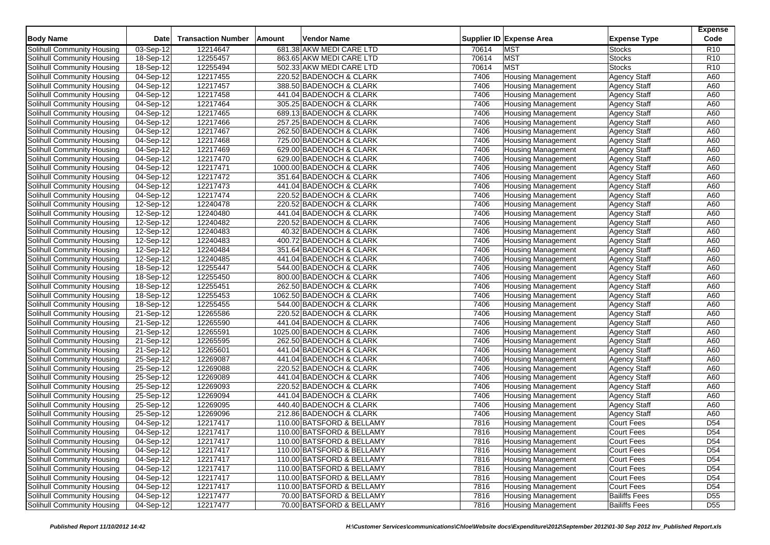| Body Name | Date | Transaction Number | Amount | Vendor Name | Supplier ID | Expense Area | Expense Type | Expense Code |
|---|---|---|---|---|---|---|---|---|
| Solihull Community Housing | 03-Sep-12 | 12214647 | 681.38 | AKW MEDI CARE LTD | 70614 | MST | Stocks | R10 |
| Solihull Community Housing | 18-Sep-12 | 12255457 | 863.65 | AKW MEDI CARE LTD | 70614 | MST | Stocks | R10 |
| Solihull Community Housing | 18-Sep-12 | 12255494 | 502.33 | AKW MEDI CARE LTD | 70614 | MST | Stocks | R10 |
| Solihull Community Housing | 04-Sep-12 | 12217455 | 220.52 | BADENOCH & CLARK | 7406 | Housing Management | Agency Staff | A60 |
| Solihull Community Housing | 04-Sep-12 | 12217457 | 388.50 | BADENOCH & CLARK | 7406 | Housing Management | Agency Staff | A60 |
| Solihull Community Housing | 04-Sep-12 | 12217458 | 441.04 | BADENOCH & CLARK | 7406 | Housing Management | Agency Staff | A60 |
| Solihull Community Housing | 04-Sep-12 | 12217464 | 305.25 | BADENOCH & CLARK | 7406 | Housing Management | Agency Staff | A60 |
| Solihull Community Housing | 04-Sep-12 | 12217465 | 689.13 | BADENOCH & CLARK | 7406 | Housing Management | Agency Staff | A60 |
| Solihull Community Housing | 04-Sep-12 | 12217466 | 257.25 | BADENOCH & CLARK | 7406 | Housing Management | Agency Staff | A60 |
| Solihull Community Housing | 04-Sep-12 | 12217467 | 262.50 | BADENOCH & CLARK | 7406 | Housing Management | Agency Staff | A60 |
| Solihull Community Housing | 04-Sep-12 | 12217468 | 725.00 | BADENOCH & CLARK | 7406 | Housing Management | Agency Staff | A60 |
| Solihull Community Housing | 04-Sep-12 | 12217469 | 629.00 | BADENOCH & CLARK | 7406 | Housing Management | Agency Staff | A60 |
| Solihull Community Housing | 04-Sep-12 | 12217470 | 629.00 | BADENOCH & CLARK | 7406 | Housing Management | Agency Staff | A60 |
| Solihull Community Housing | 04-Sep-12 | 12217471 | 1000.00 | BADENOCH & CLARK | 7406 | Housing Management | Agency Staff | A60 |
| Solihull Community Housing | 04-Sep-12 | 12217472 | 351.64 | BADENOCH & CLARK | 7406 | Housing Management | Agency Staff | A60 |
| Solihull Community Housing | 04-Sep-12 | 12217473 | 441.04 | BADENOCH & CLARK | 7406 | Housing Management | Agency Staff | A60 |
| Solihull Community Housing | 04-Sep-12 | 12217474 | 220.52 | BADENOCH & CLARK | 7406 | Housing Management | Agency Staff | A60 |
| Solihull Community Housing | 12-Sep-12 | 12240478 | 220.52 | BADENOCH & CLARK | 7406 | Housing Management | Agency Staff | A60 |
| Solihull Community Housing | 12-Sep-12 | 12240480 | 441.04 | BADENOCH & CLARK | 7406 | Housing Management | Agency Staff | A60 |
| Solihull Community Housing | 12-Sep-12 | 12240482 | 220.52 | BADENOCH & CLARK | 7406 | Housing Management | Agency Staff | A60 |
| Solihull Community Housing | 12-Sep-12 | 12240483 | 40.32 | BADENOCH & CLARK | 7406 | Housing Management | Agency Staff | A60 |
| Solihull Community Housing | 12-Sep-12 | 12240483 | 400.72 | BADENOCH & CLARK | 7406 | Housing Management | Agency Staff | A60 |
| Solihull Community Housing | 12-Sep-12 | 12240484 | 351.64 | BADENOCH & CLARK | 7406 | Housing Management | Agency Staff | A60 |
| Solihull Community Housing | 12-Sep-12 | 12240485 | 441.04 | BADENOCH & CLARK | 7406 | Housing Management | Agency Staff | A60 |
| Solihull Community Housing | 18-Sep-12 | 12255447 | 544.00 | BADENOCH & CLARK | 7406 | Housing Management | Agency Staff | A60 |
| Solihull Community Housing | 18-Sep-12 | 12255450 | 800.00 | BADENOCH & CLARK | 7406 | Housing Management | Agency Staff | A60 |
| Solihull Community Housing | 18-Sep-12 | 12255451 | 262.50 | BADENOCH & CLARK | 7406 | Housing Management | Agency Staff | A60 |
| Solihull Community Housing | 18-Sep-12 | 12255453 | 1062.50 | BADENOCH & CLARK | 7406 | Housing Management | Agency Staff | A60 |
| Solihull Community Housing | 18-Sep-12 | 12255455 | 544.00 | BADENOCH & CLARK | 7406 | Housing Management | Agency Staff | A60 |
| Solihull Community Housing | 21-Sep-12 | 12265586 | 220.52 | BADENOCH & CLARK | 7406 | Housing Management | Agency Staff | A60 |
| Solihull Community Housing | 21-Sep-12 | 12265590 | 441.04 | BADENOCH & CLARK | 7406 | Housing Management | Agency Staff | A60 |
| Solihull Community Housing | 21-Sep-12 | 12265591 | 1025.00 | BADENOCH & CLARK | 7406 | Housing Management | Agency Staff | A60 |
| Solihull Community Housing | 21-Sep-12 | 12265595 | 262.50 | BADENOCH & CLARK | 7406 | Housing Management | Agency Staff | A60 |
| Solihull Community Housing | 21-Sep-12 | 12265601 | 441.04 | BADENOCH & CLARK | 7406 | Housing Management | Agency Staff | A60 |
| Solihull Community Housing | 25-Sep-12 | 12269087 | 441.04 | BADENOCH & CLARK | 7406 | Housing Management | Agency Staff | A60 |
| Solihull Community Housing | 25-Sep-12 | 12269088 | 220.52 | BADENOCH & CLARK | 7406 | Housing Management | Agency Staff | A60 |
| Solihull Community Housing | 25-Sep-12 | 12269089 | 441.04 | BADENOCH & CLARK | 7406 | Housing Management | Agency Staff | A60 |
| Solihull Community Housing | 25-Sep-12 | 12269093 | 220.52 | BADENOCH & CLARK | 7406 | Housing Management | Agency Staff | A60 |
| Solihull Community Housing | 25-Sep-12 | 12269094 | 441.04 | BADENOCH & CLARK | 7406 | Housing Management | Agency Staff | A60 |
| Solihull Community Housing | 25-Sep-12 | 12269095 | 440.40 | BADENOCH & CLARK | 7406 | Housing Management | Agency Staff | A60 |
| Solihull Community Housing | 25-Sep-12 | 12269096 | 212.86 | BADENOCH & CLARK | 7406 | Housing Management | Agency Staff | A60 |
| Solihull Community Housing | 04-Sep-12 | 12217417 | 110.00 | BATSFORD & BELLAMY | 7816 | Housing Management | Court Fees | D54 |
| Solihull Community Housing | 04-Sep-12 | 12217417 | 110.00 | BATSFORD & BELLAMY | 7816 | Housing Management | Court Fees | D54 |
| Solihull Community Housing | 04-Sep-12 | 12217417 | 110.00 | BATSFORD & BELLAMY | 7816 | Housing Management | Court Fees | D54 |
| Solihull Community Housing | 04-Sep-12 | 12217417 | 110.00 | BATSFORD & BELLAMY | 7816 | Housing Management | Court Fees | D54 |
| Solihull Community Housing | 04-Sep-12 | 12217417 | 110.00 | BATSFORD & BELLAMY | 7816 | Housing Management | Court Fees | D54 |
| Solihull Community Housing | 04-Sep-12 | 12217417 | 110.00 | BATSFORD & BELLAMY | 7816 | Housing Management | Court Fees | D54 |
| Solihull Community Housing | 04-Sep-12 | 12217417 | 110.00 | BATSFORD & BELLAMY | 7816 | Housing Management | Court Fees | D54 |
| Solihull Community Housing | 04-Sep-12 | 12217417 | 110.00 | BATSFORD & BELLAMY | 7816 | Housing Management | Court Fees | D54 |
| Solihull Community Housing | 04-Sep-12 | 12217477 | 70.00 | BATSFORD & BELLAMY | 7816 | Housing Management | Bailiffs Fees | D55 |
| Solihull Community Housing | 04-Sep-12 | 12217477 | 70.00 | BATSFORD & BELLAMY | 7816 | Housing Management | Bailiffs Fees | D55 |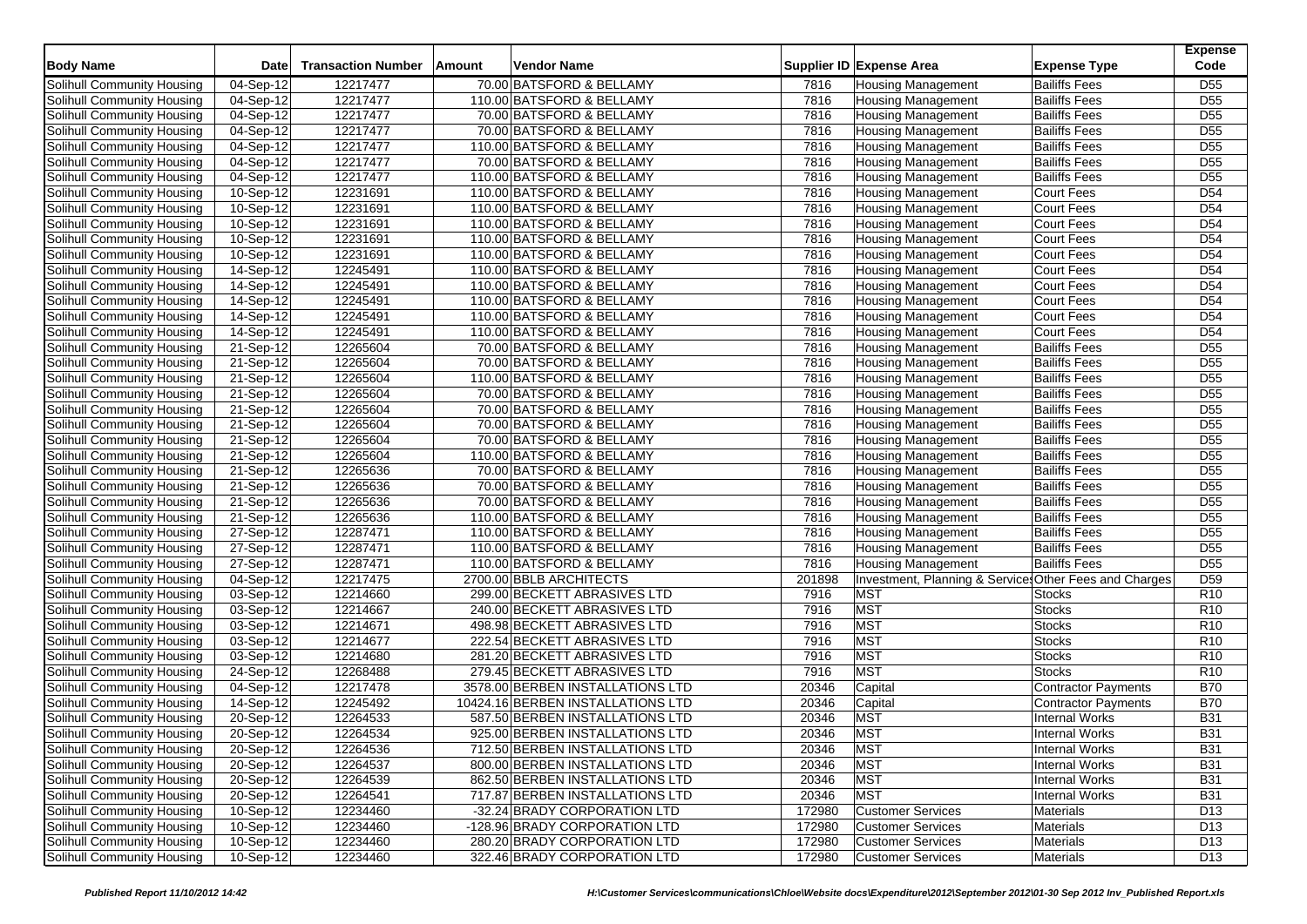| Body Name | Date | Transaction Number | Amount | Vendor Name | Supplier ID | Expense Area | Expense Type | Expense Code |
|---|---|---|---|---|---|---|---|---|
| Solihull Community Housing | 04-Sep-12 | 12217477 | 70.00 | BATSFORD & BELLAMY | 7816 | Housing Management | Bailiffs Fees | D55 |
| Solihull Community Housing | 04-Sep-12 | 12217477 | 110.00 | BATSFORD & BELLAMY | 7816 | Housing Management | Bailiffs Fees | D55 |
| Solihull Community Housing | 04-Sep-12 | 12217477 | 70.00 | BATSFORD & BELLAMY | 7816 | Housing Management | Bailiffs Fees | D55 |
| Solihull Community Housing | 04-Sep-12 | 12217477 | 70.00 | BATSFORD & BELLAMY | 7816 | Housing Management | Bailiffs Fees | D55 |
| Solihull Community Housing | 04-Sep-12 | 12217477 | 110.00 | BATSFORD & BELLAMY | 7816 | Housing Management | Bailiffs Fees | D55 |
| Solihull Community Housing | 04-Sep-12 | 12217477 | 70.00 | BATSFORD & BELLAMY | 7816 | Housing Management | Bailiffs Fees | D55 |
| Solihull Community Housing | 04-Sep-12 | 12217477 | 110.00 | BATSFORD & BELLAMY | 7816 | Housing Management | Bailiffs Fees | D55 |
| Solihull Community Housing | 10-Sep-12 | 12231691 | 110.00 | BATSFORD & BELLAMY | 7816 | Housing Management | Court Fees | D54 |
| Solihull Community Housing | 10-Sep-12 | 12231691 | 110.00 | BATSFORD & BELLAMY | 7816 | Housing Management | Court Fees | D54 |
| Solihull Community Housing | 10-Sep-12 | 12231691 | 110.00 | BATSFORD & BELLAMY | 7816 | Housing Management | Court Fees | D54 |
| Solihull Community Housing | 10-Sep-12 | 12231691 | 110.00 | BATSFORD & BELLAMY | 7816 | Housing Management | Court Fees | D54 |
| Solihull Community Housing | 10-Sep-12 | 12231691 | 110.00 | BATSFORD & BELLAMY | 7816 | Housing Management | Court Fees | D54 |
| Solihull Community Housing | 14-Sep-12 | 12245491 | 110.00 | BATSFORD & BELLAMY | 7816 | Housing Management | Court Fees | D54 |
| Solihull Community Housing | 14-Sep-12 | 12245491 | 110.00 | BATSFORD & BELLAMY | 7816 | Housing Management | Court Fees | D54 |
| Solihull Community Housing | 14-Sep-12 | 12245491 | 110.00 | BATSFORD & BELLAMY | 7816 | Housing Management | Court Fees | D54 |
| Solihull Community Housing | 14-Sep-12 | 12245491 | 110.00 | BATSFORD & BELLAMY | 7816 | Housing Management | Court Fees | D54 |
| Solihull Community Housing | 14-Sep-12 | 12245491 | 110.00 | BATSFORD & BELLAMY | 7816 | Housing Management | Court Fees | D54 |
| Solihull Community Housing | 21-Sep-12 | 12265604 | 70.00 | BATSFORD & BELLAMY | 7816 | Housing Management | Bailiffs Fees | D55 |
| Solihull Community Housing | 21-Sep-12 | 12265604 | 70.00 | BATSFORD & BELLAMY | 7816 | Housing Management | Bailiffs Fees | D55 |
| Solihull Community Housing | 21-Sep-12 | 12265604 | 110.00 | BATSFORD & BELLAMY | 7816 | Housing Management | Bailiffs Fees | D55 |
| Solihull Community Housing | 21-Sep-12 | 12265604 | 70.00 | BATSFORD & BELLAMY | 7816 | Housing Management | Bailiffs Fees | D55 |
| Solihull Community Housing | 21-Sep-12 | 12265604 | 70.00 | BATSFORD & BELLAMY | 7816 | Housing Management | Bailiffs Fees | D55 |
| Solihull Community Housing | 21-Sep-12 | 12265604 | 70.00 | BATSFORD & BELLAMY | 7816 | Housing Management | Bailiffs Fees | D55 |
| Solihull Community Housing | 21-Sep-12 | 12265604 | 70.00 | BATSFORD & BELLAMY | 7816 | Housing Management | Bailiffs Fees | D55 |
| Solihull Community Housing | 21-Sep-12 | 12265604 | 110.00 | BATSFORD & BELLAMY | 7816 | Housing Management | Bailiffs Fees | D55 |
| Solihull Community Housing | 21-Sep-12 | 12265636 | 70.00 | BATSFORD & BELLAMY | 7816 | Housing Management | Bailiffs Fees | D55 |
| Solihull Community Housing | 21-Sep-12 | 12265636 | 70.00 | BATSFORD & BELLAMY | 7816 | Housing Management | Bailiffs Fees | D55 |
| Solihull Community Housing | 21-Sep-12 | 12265636 | 70.00 | BATSFORD & BELLAMY | 7816 | Housing Management | Bailiffs Fees | D55 |
| Solihull Community Housing | 21-Sep-12 | 12265636 | 110.00 | BATSFORD & BELLAMY | 7816 | Housing Management | Bailiffs Fees | D55 |
| Solihull Community Housing | 27-Sep-12 | 12287471 | 110.00 | BATSFORD & BELLAMY | 7816 | Housing Management | Bailiffs Fees | D55 |
| Solihull Community Housing | 27-Sep-12 | 12287471 | 110.00 | BATSFORD & BELLAMY | 7816 | Housing Management | Bailiffs Fees | D55 |
| Solihull Community Housing | 27-Sep-12 | 12287471 | 110.00 | BATSFORD & BELLAMY | 7816 | Housing Management | Bailiffs Fees | D55 |
| Solihull Community Housing | 04-Sep-12 | 12217475 | 2700.00 | BBLB ARCHITECTS | 201898 | Investment, Planning & Services | Other Fees and Charges | D59 |
| Solihull Community Housing | 03-Sep-12 | 12214660 | 299.00 | BECKETT ABRASIVES LTD | 7916 | MST | Stocks | R10 |
| Solihull Community Housing | 03-Sep-12 | 12214667 | 240.00 | BECKETT ABRASIVES LTD | 7916 | MST | Stocks | R10 |
| Solihull Community Housing | 03-Sep-12 | 12214671 | 498.98 | BECKETT ABRASIVES LTD | 7916 | MST | Stocks | R10 |
| Solihull Community Housing | 03-Sep-12 | 12214677 | 222.54 | BECKETT ABRASIVES LTD | 7916 | MST | Stocks | R10 |
| Solihull Community Housing | 03-Sep-12 | 12214680 | 281.20 | BECKETT ABRASIVES LTD | 7916 | MST | Stocks | R10 |
| Solihull Community Housing | 24-Sep-12 | 12268488 | 279.45 | BECKETT ABRASIVES LTD | 7916 | MST | Stocks | R10 |
| Solihull Community Housing | 04-Sep-12 | 12217478 | 3578.00 | BERBEN INSTALLATIONS LTD | 20346 | Capital | Contractor Payments | B70 |
| Solihull Community Housing | 14-Sep-12 | 12245492 | 10424.16 | BERBEN INSTALLATIONS LTD | 20346 | Capital | Contractor Payments | B70 |
| Solihull Community Housing | 20-Sep-12 | 12264533 | 587.50 | BERBEN INSTALLATIONS LTD | 20346 | MST | Internal Works | B31 |
| Solihull Community Housing | 20-Sep-12 | 12264534 | 925.00 | BERBEN INSTALLATIONS LTD | 20346 | MST | Internal Works | B31 |
| Solihull Community Housing | 20-Sep-12 | 12264536 | 712.50 | BERBEN INSTALLATIONS LTD | 20346 | MST | Internal Works | B31 |
| Solihull Community Housing | 20-Sep-12 | 12264537 | 800.00 | BERBEN INSTALLATIONS LTD | 20346 | MST | Internal Works | B31 |
| Solihull Community Housing | 20-Sep-12 | 12264539 | 862.50 | BERBEN INSTALLATIONS LTD | 20346 | MST | Internal Works | B31 |
| Solihull Community Housing | 20-Sep-12 | 12264541 | 717.87 | BERBEN INSTALLATIONS LTD | 20346 | MST | Internal Works | B31 |
| Solihull Community Housing | 10-Sep-12 | 12234460 | -32.24 | BRADY CORPORATION LTD | 172980 | Customer Services | Materials | D13 |
| Solihull Community Housing | 10-Sep-12 | 12234460 | -128.96 | BRADY CORPORATION LTD | 172980 | Customer Services | Materials | D13 |
| Solihull Community Housing | 10-Sep-12 | 12234460 | 280.20 | BRADY CORPORATION LTD | 172980 | Customer Services | Materials | D13 |
| Solihull Community Housing | 10-Sep-12 | 12234460 | 322.46 | BRADY CORPORATION LTD | 172980 | Customer Services | Materials | D13 |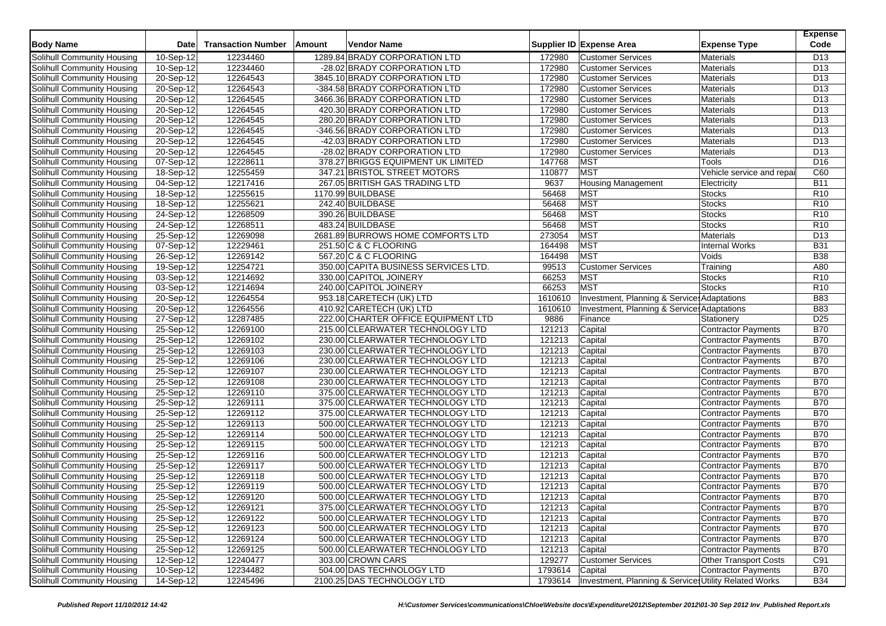| Body Name | Date | Transaction Number | Amount | Vendor Name | Supplier ID | Expense Area | Expense Type | Expense Code |
|---|---|---|---|---|---|---|---|---|
| Solihull Community Housing | 10-Sep-12 | 12234460 | 1289.84 | BRADY CORPORATION LTD | 172980 | Customer Services | Materials | D13 |
| Solihull Community Housing | 10-Sep-12 | 12234460 | -28.02 | BRADY CORPORATION LTD | 172980 | Customer Services | Materials | D13 |
| Solihull Community Housing | 20-Sep-12 | 12264543 | 3845.10 | BRADY CORPORATION LTD | 172980 | Customer Services | Materials | D13 |
| Solihull Community Housing | 20-Sep-12 | 12264543 | -384.58 | BRADY CORPORATION LTD | 172980 | Customer Services | Materials | D13 |
| Solihull Community Housing | 20-Sep-12 | 12264545 | 3466.36 | BRADY CORPORATION LTD | 172980 | Customer Services | Materials | D13 |
| Solihull Community Housing | 20-Sep-12 | 12264545 | 420.30 | BRADY CORPORATION LTD | 172980 | Customer Services | Materials | D13 |
| Solihull Community Housing | 20-Sep-12 | 12264545 | 280.20 | BRADY CORPORATION LTD | 172980 | Customer Services | Materials | D13 |
| Solihull Community Housing | 20-Sep-12 | 12264545 | -346.56 | BRADY CORPORATION LTD | 172980 | Customer Services | Materials | D13 |
| Solihull Community Housing | 20-Sep-12 | 12264545 | -42.03 | BRADY CORPORATION LTD | 172980 | Customer Services | Materials | D13 |
| Solihull Community Housing | 20-Sep-12 | 12264545 | -28.02 | BRADY CORPORATION LTD | 172980 | Customer Services | Materials | D13 |
| Solihull Community Housing | 07-Sep-12 | 12228611 | 378.27 | BRIGGS EQUIPMENT UK LIMITED | 147768 | MST | Tools | D16 |
| Solihull Community Housing | 18-Sep-12 | 12255459 | 347.21 | BRISTOL STREET MOTORS | 110877 | MST | Vehicle service and repai | C60 |
| Solihull Community Housing | 04-Sep-12 | 12217416 | 267.05 | BRITISH GAS TRADING LTD | 9637 | Housing Management | Electricity | B11 |
| Solihull Community Housing | 18-Sep-12 | 12255615 | 1170.99 | BUILDBASE | 56468 | MST | Stocks | R10 |
| Solihull Community Housing | 18-Sep-12 | 12255621 | 242.40 | BUILDBASE | 56468 | MST | Stocks | R10 |
| Solihull Community Housing | 24-Sep-12 | 12268509 | 390.26 | BUILDBASE | 56468 | MST | Stocks | R10 |
| Solihull Community Housing | 24-Sep-12 | 12268511 | 483.24 | BUILDBASE | 56468 | MST | Stocks | R10 |
| Solihull Community Housing | 25-Sep-12 | 12269098 | 2681.89 | BURROWS HOME COMFORTS LTD | 273054 | MST | Materials | D13 |
| Solihull Community Housing | 07-Sep-12 | 12229461 | 251.50 | C & C FLOORING | 164498 | MST | Internal Works | B31 |
| Solihull Community Housing | 26-Sep-12 | 12269142 | 567.20 | C & C FLOORING | 164498 | MST | Voids | B38 |
| Solihull Community Housing | 19-Sep-12 | 12254721 | 350.00 | CAPITA BUSINESS SERVICES LTD. | 99513 | Customer Services | Training | A80 |
| Solihull Community Housing | 03-Sep-12 | 12214692 | 330.00 | CAPITOL JOINERY | 66253 | MST | Stocks | R10 |
| Solihull Community Housing | 03-Sep-12 | 12214694 | 240.00 | CAPITOL JOINERY | 66253 | MST | Stocks | R10 |
| Solihull Community Housing | 20-Sep-12 | 12264554 | 953.18 | CARETECH (UK) LTD | 1610610 | Investment, Planning & Services | Adaptations | B83 |
| Solihull Community Housing | 20-Sep-12 | 12264556 | 410.92 | CARETECH (UK) LTD | 1610610 | Investment, Planning & Services | Adaptations | B83 |
| Solihull Community Housing | 27-Sep-12 | 12287485 | 222.00 | CHARTER OFFICE EQUIPMENT LTD | 9886 | Finance | Stationery | D25 |
| Solihull Community Housing | 25-Sep-12 | 12269100 | 215.00 | CLEARWATER TECHNOLOGY LTD | 121213 | Capital | Contractor Payments | B70 |
| Solihull Community Housing | 25-Sep-12 | 12269102 | 230.00 | CLEARWATER TECHNOLOGY LTD | 121213 | Capital | Contractor Payments | B70 |
| Solihull Community Housing | 25-Sep-12 | 12269103 | 230.00 | CLEARWATER TECHNOLOGY LTD | 121213 | Capital | Contractor Payments | B70 |
| Solihull Community Housing | 25-Sep-12 | 12269106 | 230.00 | CLEARWATER TECHNOLOGY LTD | 121213 | Capital | Contractor Payments | B70 |
| Solihull Community Housing | 25-Sep-12 | 12269107 | 230.00 | CLEARWATER TECHNOLOGY LTD | 121213 | Capital | Contractor Payments | B70 |
| Solihull Community Housing | 25-Sep-12 | 12269108 | 230.00 | CLEARWATER TECHNOLOGY LTD | 121213 | Capital | Contractor Payments | B70 |
| Solihull Community Housing | 25-Sep-12 | 12269110 | 375.00 | CLEARWATER TECHNOLOGY LTD | 121213 | Capital | Contractor Payments | B70 |
| Solihull Community Housing | 25-Sep-12 | 12269111 | 375.00 | CLEARWATER TECHNOLOGY LTD | 121213 | Capital | Contractor Payments | B70 |
| Solihull Community Housing | 25-Sep-12 | 12269112 | 375.00 | CLEARWATER TECHNOLOGY LTD | 121213 | Capital | Contractor Payments | B70 |
| Solihull Community Housing | 25-Sep-12 | 12269113 | 500.00 | CLEARWATER TECHNOLOGY LTD | 121213 | Capital | Contractor Payments | B70 |
| Solihull Community Housing | 25-Sep-12 | 12269114 | 500.00 | CLEARWATER TECHNOLOGY LTD | 121213 | Capital | Contractor Payments | B70 |
| Solihull Community Housing | 25-Sep-12 | 12269115 | 500.00 | CLEARWATER TECHNOLOGY LTD | 121213 | Capital | Contractor Payments | B70 |
| Solihull Community Housing | 25-Sep-12 | 12269116 | 500.00 | CLEARWATER TECHNOLOGY LTD | 121213 | Capital | Contractor Payments | B70 |
| Solihull Community Housing | 25-Sep-12 | 12269117 | 500.00 | CLEARWATER TECHNOLOGY LTD | 121213 | Capital | Contractor Payments | B70 |
| Solihull Community Housing | 25-Sep-12 | 12269118 | 500.00 | CLEARWATER TECHNOLOGY LTD | 121213 | Capital | Contractor Payments | B70 |
| Solihull Community Housing | 25-Sep-12 | 12269119 | 500.00 | CLEARWATER TECHNOLOGY LTD | 121213 | Capital | Contractor Payments | B70 |
| Solihull Community Housing | 25-Sep-12 | 12269120 | 500.00 | CLEARWATER TECHNOLOGY LTD | 121213 | Capital | Contractor Payments | B70 |
| Solihull Community Housing | 25-Sep-12 | 12269121 | 375.00 | CLEARWATER TECHNOLOGY LTD | 121213 | Capital | Contractor Payments | B70 |
| Solihull Community Housing | 25-Sep-12 | 12269122 | 500.00 | CLEARWATER TECHNOLOGY LTD | 121213 | Capital | Contractor Payments | B70 |
| Solihull Community Housing | 25-Sep-12 | 12269123 | 500.00 | CLEARWATER TECHNOLOGY LTD | 121213 | Capital | Contractor Payments | B70 |
| Solihull Community Housing | 25-Sep-12 | 12269124 | 500.00 | CLEARWATER TECHNOLOGY LTD | 121213 | Capital | Contractor Payments | B70 |
| Solihull Community Housing | 25-Sep-12 | 12269125 | 500.00 | CLEARWATER TECHNOLOGY LTD | 121213 | Capital | Contractor Payments | B70 |
| Solihull Community Housing | 12-Sep-12 | 12240477 | 303.00 | CROWN CARS | 129277 | Customer Services | Other Transport Costs | C91 |
| Solihull Community Housing | 10-Sep-12 | 12234482 | 504.00 | DAS TECHNOLOGY LTD | 1793614 | Capital | Contractor Payments | B70 |
| Solihull Community Housing | 14-Sep-12 | 12245496 | 2100.25 | DAS TECHNOLOGY LTD | 1793614 | Investment, Planning & Services | Utility Related Works | B34 |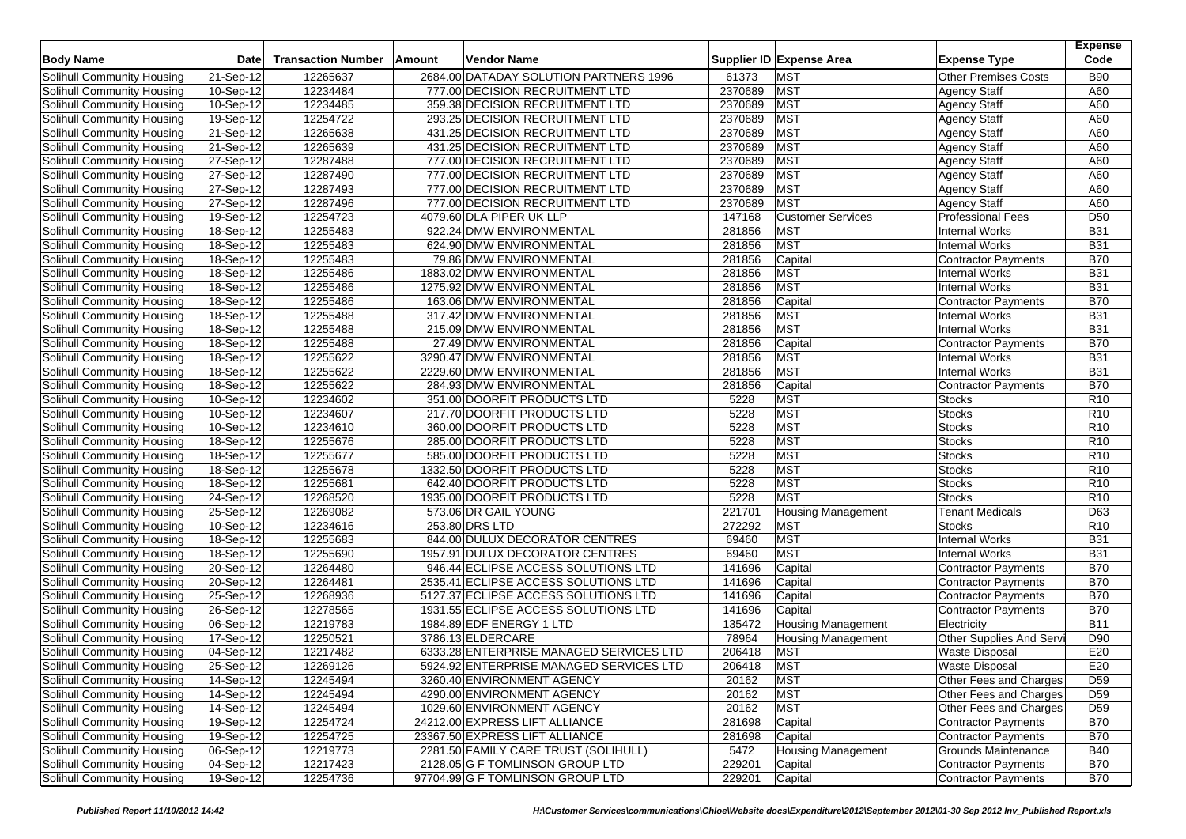| Body Name | Date | Transaction Number | Amount | Vendor Name | Supplier ID | Expense Area | Expense Type | Expense Code |
|---|---|---|---|---|---|---|---|---|
| Solihull Community Housing | 21-Sep-12 | 12265637 | 2684.00 | DATADAY SOLUTION PARTNERS 1996 | 61373 | MST | Other Premises Costs | B90 |
| Solihull Community Housing | 10-Sep-12 | 12234484 | 777.00 | DECISION RECRUITMENT LTD | 2370689 | MST | Agency Staff | A60 |
| Solihull Community Housing | 10-Sep-12 | 12234485 | 359.38 | DECISION RECRUITMENT LTD | 2370689 | MST | Agency Staff | A60 |
| Solihull Community Housing | 19-Sep-12 | 12254722 | 293.25 | DECISION RECRUITMENT LTD | 2370689 | MST | Agency Staff | A60 |
| Solihull Community Housing | 21-Sep-12 | 12265638 | 431.25 | DECISION RECRUITMENT LTD | 2370689 | MST | Agency Staff | A60 |
| Solihull Community Housing | 21-Sep-12 | 12265639 | 431.25 | DECISION RECRUITMENT LTD | 2370689 | MST | Agency Staff | A60 |
| Solihull Community Housing | 27-Sep-12 | 12287488 | 777.00 | DECISION RECRUITMENT LTD | 2370689 | MST | Agency Staff | A60 |
| Solihull Community Housing | 27-Sep-12 | 12287490 | 777.00 | DECISION RECRUITMENT LTD | 2370689 | MST | Agency Staff | A60 |
| Solihull Community Housing | 27-Sep-12 | 12287493 | 777.00 | DECISION RECRUITMENT LTD | 2370689 | MST | Agency Staff | A60 |
| Solihull Community Housing | 27-Sep-12 | 12287496 | 777.00 | DECISION RECRUITMENT LTD | 2370689 | MST | Agency Staff | A60 |
| Solihull Community Housing | 19-Sep-12 | 12254723 | 4079.60 | DLA PIPER UK LLP | 147168 | Customer Services | Professional Fees | D50 |
| Solihull Community Housing | 18-Sep-12 | 12255483 | 922.24 | DMW ENVIRONMENTAL | 281856 | MST | Internal Works | B31 |
| Solihull Community Housing | 18-Sep-12 | 12255483 | 624.90 | DMW ENVIRONMENTAL | 281856 | MST | Internal Works | B31 |
| Solihull Community Housing | 18-Sep-12 | 12255483 | 79.86 | DMW ENVIRONMENTAL | 281856 | Capital | Contractor Payments | B70 |
| Solihull Community Housing | 18-Sep-12 | 12255486 | 1883.02 | DMW ENVIRONMENTAL | 281856 | MST | Internal Works | B31 |
| Solihull Community Housing | 18-Sep-12 | 12255486 | 1275.92 | DMW ENVIRONMENTAL | 281856 | MST | Internal Works | B31 |
| Solihull Community Housing | 18-Sep-12 | 12255486 | 163.06 | DMW ENVIRONMENTAL | 281856 | Capital | Contractor Payments | B70 |
| Solihull Community Housing | 18-Sep-12 | 12255488 | 317.42 | DMW ENVIRONMENTAL | 281856 | MST | Internal Works | B31 |
| Solihull Community Housing | 18-Sep-12 | 12255488 | 215.09 | DMW ENVIRONMENTAL | 281856 | MST | Internal Works | B31 |
| Solihull Community Housing | 18-Sep-12 | 12255488 | 27.49 | DMW ENVIRONMENTAL | 281856 | Capital | Contractor Payments | B70 |
| Solihull Community Housing | 18-Sep-12 | 12255622 | 3290.47 | DMW ENVIRONMENTAL | 281856 | MST | Internal Works | B31 |
| Solihull Community Housing | 18-Sep-12 | 12255622 | 2229.60 | DMW ENVIRONMENTAL | 281856 | MST | Internal Works | B31 |
| Solihull Community Housing | 18-Sep-12 | 12255622 | 284.93 | DMW ENVIRONMENTAL | 281856 | Capital | Contractor Payments | B70 |
| Solihull Community Housing | 10-Sep-12 | 12234602 | 351.00 | DOORFIT PRODUCTS LTD | 5228 | MST | Stocks | R10 |
| Solihull Community Housing | 10-Sep-12 | 12234607 | 217.70 | DOORFIT PRODUCTS LTD | 5228 | MST | Stocks | R10 |
| Solihull Community Housing | 10-Sep-12 | 12234610 | 360.00 | DOORFIT PRODUCTS LTD | 5228 | MST | Stocks | R10 |
| Solihull Community Housing | 18-Sep-12 | 12255676 | 285.00 | DOORFIT PRODUCTS LTD | 5228 | MST | Stocks | R10 |
| Solihull Community Housing | 18-Sep-12 | 12255677 | 585.00 | DOORFIT PRODUCTS LTD | 5228 | MST | Stocks | R10 |
| Solihull Community Housing | 18-Sep-12 | 12255678 | 1332.50 | DOORFIT PRODUCTS LTD | 5228 | MST | Stocks | R10 |
| Solihull Community Housing | 18-Sep-12 | 12255681 | 642.40 | DOORFIT PRODUCTS LTD | 5228 | MST | Stocks | R10 |
| Solihull Community Housing | 24-Sep-12 | 12268520 | 1935.00 | DOORFIT PRODUCTS LTD | 5228 | MST | Stocks | R10 |
| Solihull Community Housing | 25-Sep-12 | 12269082 | 573.06 | DR GAIL YOUNG | 221701 | Housing Management | Tenant Medicals | D63 |
| Solihull Community Housing | 10-Sep-12 | 12234616 | 253.80 | DRS LTD | 272292 | MST | Stocks | R10 |
| Solihull Community Housing | 18-Sep-12 | 12255683 | 844.00 | DULUX DECORATOR CENTRES | 69460 | MST | Internal Works | B31 |
| Solihull Community Housing | 18-Sep-12 | 12255690 | 1957.91 | DULUX DECORATOR CENTRES | 69460 | MST | Internal Works | B31 |
| Solihull Community Housing | 20-Sep-12 | 12264480 | 946.44 | ECLIPSE ACCESS SOLUTIONS LTD | 141696 | Capital | Contractor Payments | B70 |
| Solihull Community Housing | 20-Sep-12 | 12264481 | 2535.41 | ECLIPSE ACCESS SOLUTIONS LTD | 141696 | Capital | Contractor Payments | B70 |
| Solihull Community Housing | 25-Sep-12 | 12268936 | 5127.37 | ECLIPSE ACCESS SOLUTIONS LTD | 141696 | Capital | Contractor Payments | B70 |
| Solihull Community Housing | 26-Sep-12 | 12278565 | 1931.55 | ECLIPSE ACCESS SOLUTIONS LTD | 141696 | Capital | Contractor Payments | B70 |
| Solihull Community Housing | 06-Sep-12 | 12219783 | 1984.89 | EDF ENERGY 1 LTD | 135472 | Housing Management | Electricity | B11 |
| Solihull Community Housing | 17-Sep-12 | 12250521 | 3786.13 | ELDERCARE | 78964 | Housing Management | Other Supplies And Servi | D90 |
| Solihull Community Housing | 04-Sep-12 | 12217482 | 6333.28 | ENTERPRISE MANAGED SERVICES LTD | 206418 | MST | Waste Disposal | E20 |
| Solihull Community Housing | 25-Sep-12 | 12269126 | 5924.92 | ENTERPRISE MANAGED SERVICES LTD | 206418 | MST | Waste Disposal | E20 |
| Solihull Community Housing | 14-Sep-12 | 12245494 | 3260.40 | ENVIRONMENT AGENCY | 20162 | MST | Other Fees and Charges | D59 |
| Solihull Community Housing | 14-Sep-12 | 12245494 | 4290.00 | ENVIRONMENT AGENCY | 20162 | MST | Other Fees and Charges | D59 |
| Solihull Community Housing | 14-Sep-12 | 12245494 | 1029.60 | ENVIRONMENT AGENCY | 20162 | MST | Other Fees and Charges | D59 |
| Solihull Community Housing | 19-Sep-12 | 12254724 | 24212.00 | EXPRESS LIFT ALLIANCE | 281698 | Capital | Contractor Payments | B70 |
| Solihull Community Housing | 19-Sep-12 | 12254725 | 23367.50 | EXPRESS LIFT ALLIANCE | 281698 | Capital | Contractor Payments | B70 |
| Solihull Community Housing | 06-Sep-12 | 12219773 | 2281.50 | FAMILY CARE TRUST (SOLIHULL) | 5472 | Housing Management | Grounds Maintenance | B40 |
| Solihull Community Housing | 04-Sep-12 | 12217423 | 2128.05 | G F TOMLINSON GROUP LTD | 229201 | Capital | Contractor Payments | B70 |
| Solihull Community Housing | 19-Sep-12 | 12254736 | 97704.99 | G F TOMLINSON GROUP LTD | 229201 | Capital | Contractor Payments | B70 |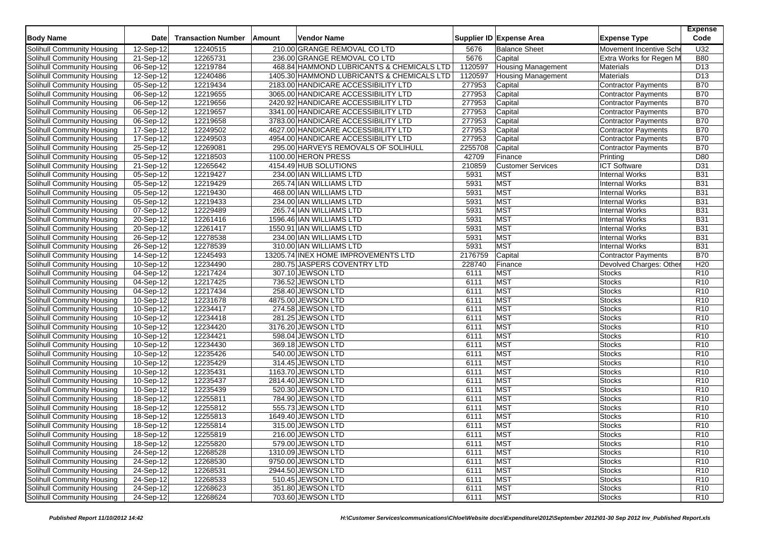| Body Name | Date | Transaction Number | Amount | Vendor Name | Supplier ID | Expense Area | Expense Type | Expense Code |
|---|---|---|---|---|---|---|---|---|
| Solihull Community Housing | 12-Sep-12 | 12240515 | 210.00 | GRANGE REMOVAL CO LTD | 5676 | Balance Sheet | Movement Incentive Sche | U32 |
| Solihull Community Housing | 21-Sep-12 | 12265731 | 236.00 | GRANGE REMOVAL CO LTD | 5676 | Capital | Extra Works for Regen M | B80 |
| Solihull Community Housing | 06-Sep-12 | 12219784 | 468.84 | HAMMOND LUBRICANTS & CHEMICALS LTD | 1120597 | Housing Management | Materials | D13 |
| Solihull Community Housing | 12-Sep-12 | 12240486 | 1405.30 | HAMMOND LUBRICANTS & CHEMICALS LTD | 1120597 | Housing Management | Materials | D13 |
| Solihull Community Housing | 05-Sep-12 | 12219434 | 2183.00 | HANDICARE ACCESSIBILITY LTD | 277953 | Capital | Contractor Payments | B70 |
| Solihull Community Housing | 06-Sep-12 | 12219655 | 3065.00 | HANDICARE ACCESSIBILITY LTD | 277953 | Capital | Contractor Payments | B70 |
| Solihull Community Housing | 06-Sep-12 | 12219656 | 2420.92 | HANDICARE ACCESSIBILITY LTD | 277953 | Capital | Contractor Payments | B70 |
| Solihull Community Housing | 06-Sep-12 | 12219657 | 3341.00 | HANDICARE ACCESSIBILITY LTD | 277953 | Capital | Contractor Payments | B70 |
| Solihull Community Housing | 06-Sep-12 | 12219658 | 3783.00 | HANDICARE ACCESSIBILITY LTD | 277953 | Capital | Contractor Payments | B70 |
| Solihull Community Housing | 17-Sep-12 | 12249502 | 4627.00 | HANDICARE ACCESSIBILITY LTD | 277953 | Capital | Contractor Payments | B70 |
| Solihull Community Housing | 17-Sep-12 | 12249503 | 4954.00 | HANDICARE ACCESSIBILITY LTD | 277953 | Capital | Contractor Payments | B70 |
| Solihull Community Housing | 25-Sep-12 | 12269081 | 295.00 | HARVEYS REMOVALS OF SOLIHULL | 2255708 | Capital | Contractor Payments | B70 |
| Solihull Community Housing | 05-Sep-12 | 12218503 | 1100.00 | HERON PRESS | 42709 | Finance | Printing | D80 |
| Solihull Community Housing | 21-Sep-12 | 12265642 | 4154.49 | HUB SOLUTIONS | 210859 | Customer Services | ICT Software | D31 |
| Solihull Community Housing | 05-Sep-12 | 12219427 | 234.00 | IAN WILLIAMS LTD | 5931 | MST | Internal Works | B31 |
| Solihull Community Housing | 05-Sep-12 | 12219429 | 265.74 | IAN WILLIAMS LTD | 5931 | MST | Internal Works | B31 |
| Solihull Community Housing | 05-Sep-12 | 12219430 | 468.00 | IAN WILLIAMS LTD | 5931 | MST | Internal Works | B31 |
| Solihull Community Housing | 05-Sep-12 | 12219433 | 234.00 | IAN WILLIAMS LTD | 5931 | MST | Internal Works | B31 |
| Solihull Community Housing | 07-Sep-12 | 12229489 | 265.74 | IAN WILLIAMS LTD | 5931 | MST | Internal Works | B31 |
| Solihull Community Housing | 20-Sep-12 | 12261416 | 1596.46 | IAN WILLIAMS LTD | 5931 | MST | Internal Works | B31 |
| Solihull Community Housing | 20-Sep-12 | 12261417 | 1550.91 | IAN WILLIAMS LTD | 5931 | MST | Internal Works | B31 |
| Solihull Community Housing | 26-Sep-12 | 12278538 | 234.00 | IAN WILLIAMS LTD | 5931 | MST | Internal Works | B31 |
| Solihull Community Housing | 26-Sep-12 | 12278539 | 310.00 | IAN WILLIAMS LTD | 5931 | MST | Internal Works | B31 |
| Solihull Community Housing | 14-Sep-12 | 12245493 | 13205.74 | INEX HOME IMPROVEMENTS LTD | 2176759 | Capital | Contractor Payments | B70 |
| Solihull Community Housing | 10-Sep-12 | 12234490 | 280.75 | JASPERS COVENTRY LTD | 228740 | Finance | Devolved Charges: Other | H20 |
| Solihull Community Housing | 04-Sep-12 | 12217424 | 307.10 | JEWSON LTD | 6111 | MST | Stocks | R10 |
| Solihull Community Housing | 04-Sep-12 | 12217425 | 736.52 | JEWSON LTD | 6111 | MST | Stocks | R10 |
| Solihull Community Housing | 04-Sep-12 | 12217434 | 258.40 | JEWSON LTD | 6111 | MST | Stocks | R10 |
| Solihull Community Housing | 10-Sep-12 | 12231678 | 4875.00 | JEWSON LTD | 6111 | MST | Stocks | R10 |
| Solihull Community Housing | 10-Sep-12 | 12234417 | 274.58 | JEWSON LTD | 6111 | MST | Stocks | R10 |
| Solihull Community Housing | 10-Sep-12 | 12234418 | 281.25 | JEWSON LTD | 6111 | MST | Stocks | R10 |
| Solihull Community Housing | 10-Sep-12 | 12234420 | 3176.20 | JEWSON LTD | 6111 | MST | Stocks | R10 |
| Solihull Community Housing | 10-Sep-12 | 12234421 | 598.04 | JEWSON LTD | 6111 | MST | Stocks | R10 |
| Solihull Community Housing | 10-Sep-12 | 12234430 | 369.18 | JEWSON LTD | 6111 | MST | Stocks | R10 |
| Solihull Community Housing | 10-Sep-12 | 12235426 | 540.00 | JEWSON LTD | 6111 | MST | Stocks | R10 |
| Solihull Community Housing | 10-Sep-12 | 12235429 | 314.45 | JEWSON LTD | 6111 | MST | Stocks | R10 |
| Solihull Community Housing | 10-Sep-12 | 12235431 | 1163.70 | JEWSON LTD | 6111 | MST | Stocks | R10 |
| Solihull Community Housing | 10-Sep-12 | 12235437 | 2814.40 | JEWSON LTD | 6111 | MST | Stocks | R10 |
| Solihull Community Housing | 10-Sep-12 | 12235439 | 520.30 | JEWSON LTD | 6111 | MST | Stocks | R10 |
| Solihull Community Housing | 18-Sep-12 | 12255811 | 784.90 | JEWSON LTD | 6111 | MST | Stocks | R10 |
| Solihull Community Housing | 18-Sep-12 | 12255812 | 555.73 | JEWSON LTD | 6111 | MST | Stocks | R10 |
| Solihull Community Housing | 18-Sep-12 | 12255813 | 1649.40 | JEWSON LTD | 6111 | MST | Stocks | R10 |
| Solihull Community Housing | 18-Sep-12 | 12255814 | 315.00 | JEWSON LTD | 6111 | MST | Stocks | R10 |
| Solihull Community Housing | 18-Sep-12 | 12255819 | 216.00 | JEWSON LTD | 6111 | MST | Stocks | R10 |
| Solihull Community Housing | 18-Sep-12 | 12255820 | 579.00 | JEWSON LTD | 6111 | MST | Stocks | R10 |
| Solihull Community Housing | 24-Sep-12 | 12268528 | 1310.09 | JEWSON LTD | 6111 | MST | Stocks | R10 |
| Solihull Community Housing | 24-Sep-12 | 12268530 | 9750.00 | JEWSON LTD | 6111 | MST | Stocks | R10 |
| Solihull Community Housing | 24-Sep-12 | 12268531 | 2944.50 | JEWSON LTD | 6111 | MST | Stocks | R10 |
| Solihull Community Housing | 24-Sep-12 | 12268533 | 510.45 | JEWSON LTD | 6111 | MST | Stocks | R10 |
| Solihull Community Housing | 24-Sep-12 | 12268623 | 351.80 | JEWSON LTD | 6111 | MST | Stocks | R10 |
| Solihull Community Housing | 24-Sep-12 | 12268624 | 703.60 | JEWSON LTD | 6111 | MST | Stocks | R10 |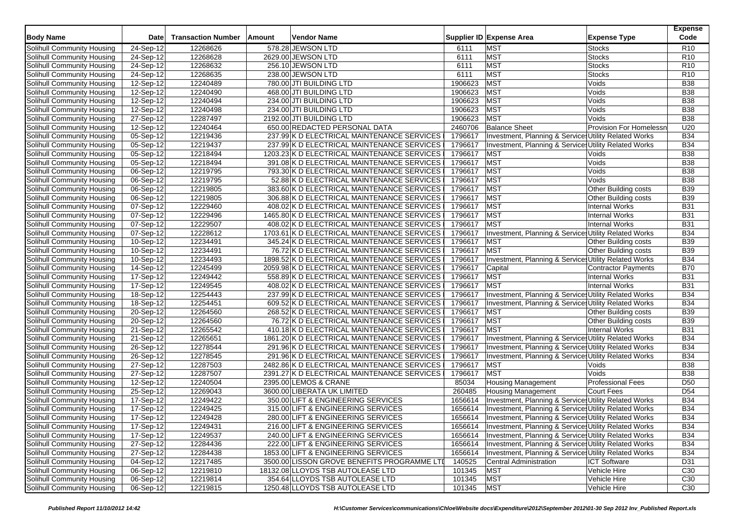| Body Name | Date | Transaction Number | Amount | Vendor Name | Supplier ID | Expense Area | Expense Type | Expense Code |
|---|---|---|---|---|---|---|---|---|
| Solihull Community Housing | 24-Sep-12 | 12268626 | 578.28 | JEWSON LTD | 6111 | MST | Stocks | R10 |
| Solihull Community Housing | 24-Sep-12 | 12268628 | 2629.00 | JEWSON LTD | 6111 | MST | Stocks | R10 |
| Solihull Community Housing | 24-Sep-12 | 12268632 | 256.10 | JEWSON LTD | 6111 | MST | Stocks | R10 |
| Solihull Community Housing | 24-Sep-12 | 12268635 | 238.00 | JEWSON LTD | 6111 | MST | Stocks | R10 |
| Solihull Community Housing | 12-Sep-12 | 12240489 | 780.00 | JTI BUILDING LTD | 1906623 | MST | Voids | B38 |
| Solihull Community Housing | 12-Sep-12 | 12240490 | 468.00 | JTI BUILDING LTD | 1906623 | MST | Voids | B38 |
| Solihull Community Housing | 12-Sep-12 | 12240494 | 234.00 | JTI BUILDING LTD | 1906623 | MST | Voids | B38 |
| Solihull Community Housing | 12-Sep-12 | 12240498 | 234.00 | JTI BUILDING LTD | 1906623 | MST | Voids | B38 |
| Solihull Community Housing | 27-Sep-12 | 12287497 | 2192.00 | JTI BUILDING LTD | 1906623 | MST | Voids | B38 |
| Solihull Community Housing | 12-Sep-12 | 12240464 | 650.00 | REDACTED PERSONAL DATA | 2460706 | Balance Sheet | Provision For Homelessn | U20 |
| Solihull Community Housing | 05-Sep-12 | 12219436 | 237.99 | K D ELECTRICAL MAINTENANCE SERVICES | 1796617 | Investment, Planning & Services | Utility Related Works | B34 |
| Solihull Community Housing | 05-Sep-12 | 12219437 | 237.99 | K D ELECTRICAL MAINTENANCE SERVICES | 1796617 | Investment, Planning & Services | Utility Related Works | B34 |
| Solihull Community Housing | 05-Sep-12 | 12218494 | 1203.23 | K D ELECTRICAL MAINTENANCE SERVICES | 1796617 | MST | Voids | B38 |
| Solihull Community Housing | 05-Sep-12 | 12218494 | 391.08 | K D ELECTRICAL MAINTENANCE SERVICES | 1796617 | MST | Voids | B38 |
| Solihull Community Housing | 06-Sep-12 | 12219795 | 793.30 | K D ELECTRICAL MAINTENANCE SERVICES | 1796617 | MST | Voids | B38 |
| Solihull Community Housing | 06-Sep-12 | 12219795 | 52.88 | K D ELECTRICAL MAINTENANCE SERVICES | 1796617 | MST | Voids | B38 |
| Solihull Community Housing | 06-Sep-12 | 12219805 | 383.60 | K D ELECTRICAL MAINTENANCE SERVICES | 1796617 | MST | Other Building costs | B39 |
| Solihull Community Housing | 06-Sep-12 | 12219805 | 306.88 | K D ELECTRICAL MAINTENANCE SERVICES | 1796617 | MST | Other Building costs | B39 |
| Solihull Community Housing | 07-Sep-12 | 12229460 | 408.02 | K D ELECTRICAL MAINTENANCE SERVICES | 1796617 | MST | Internal Works | B31 |
| Solihull Community Housing | 07-Sep-12 | 12229496 | 1465.80 | K D ELECTRICAL MAINTENANCE SERVICES | 1796617 | MST | Internal Works | B31 |
| Solihull Community Housing | 07-Sep-12 | 12229507 | 408.02 | K D ELECTRICAL MAINTENANCE SERVICES | 1796617 | MST | Internal Works | B31 |
| Solihull Community Housing | 07-Sep-12 | 12228612 | 1703.61 | K D ELECTRICAL MAINTENANCE SERVICES | 1796617 | Investment, Planning & Services | Utility Related Works | B34 |
| Solihull Community Housing | 10-Sep-12 | 12234491 | 345.24 | K D ELECTRICAL MAINTENANCE SERVICES | 1796617 | MST | Other Building costs | B39 |
| Solihull Community Housing | 10-Sep-12 | 12234491 | 76.72 | K D ELECTRICAL MAINTENANCE SERVICES | 1796617 | MST | Other Building costs | B39 |
| Solihull Community Housing | 10-Sep-12 | 12234493 | 1898.52 | K D ELECTRICAL MAINTENANCE SERVICES | 1796617 | Investment, Planning & Services | Utility Related Works | B34 |
| Solihull Community Housing | 14-Sep-12 | 12245499 | 2059.98 | K D ELECTRICAL MAINTENANCE SERVICES | 1796617 | Capital | Contractor Payments | B70 |
| Solihull Community Housing | 17-Sep-12 | 12249442 | 558.89 | K D ELECTRICAL MAINTENANCE SERVICES | 1796617 | MST | Internal Works | B31 |
| Solihull Community Housing | 17-Sep-12 | 12249545 | 408.02 | K D ELECTRICAL MAINTENANCE SERVICES | 1796617 | MST | Internal Works | B31 |
| Solihull Community Housing | 18-Sep-12 | 12254443 | 237.99 | K D ELECTRICAL MAINTENANCE SERVICES | 1796617 | Investment, Planning & Services | Utility Related Works | B34 |
| Solihull Community Housing | 18-Sep-12 | 12254451 | 609.52 | K D ELECTRICAL MAINTENANCE SERVICES | 1796617 | Investment, Planning & Services | Utility Related Works | B34 |
| Solihull Community Housing | 20-Sep-12 | 12264560 | 268.52 | K D ELECTRICAL MAINTENANCE SERVICES | 1796617 | MST | Other Building costs | B39 |
| Solihull Community Housing | 20-Sep-12 | 12264560 | 76.72 | K D ELECTRICAL MAINTENANCE SERVICES | 1796617 | MST | Other Building costs | B39 |
| Solihull Community Housing | 21-Sep-12 | 12265542 | 410.18 | K D ELECTRICAL MAINTENANCE SERVICES | 1796617 | MST | Internal Works | B31 |
| Solihull Community Housing | 21-Sep-12 | 12265651 | 1861.20 | K D ELECTRICAL MAINTENANCE SERVICES | 1796617 | Investment, Planning & Services | Utility Related Works | B34 |
| Solihull Community Housing | 26-Sep-12 | 12278544 | 291.96 | K D ELECTRICAL MAINTENANCE SERVICES | 1796617 | Investment, Planning & Services | Utility Related Works | B34 |
| Solihull Community Housing | 26-Sep-12 | 12278545 | 291.96 | K D ELECTRICAL MAINTENANCE SERVICES | 1796617 | Investment, Planning & Services | Utility Related Works | B34 |
| Solihull Community Housing | 27-Sep-12 | 12287503 | 2482.86 | K D ELECTRICAL MAINTENANCE SERVICES | 1796617 | MST | Voids | B38 |
| Solihull Community Housing | 27-Sep-12 | 12287507 | 2391.27 | K D ELECTRICAL MAINTENANCE SERVICES | 1796617 | MST | Voids | B38 |
| Solihull Community Housing | 12-Sep-12 | 12240504 | 2395.00 | LEMOS & CRANE | 85034 | Housing Management | Professional Fees | D50 |
| Solihull Community Housing | 25-Sep-12 | 12269043 | 3600.00 | LIBERATA UK LIMITED | 260485 | Housing Management | Court Fees | D54 |
| Solihull Community Housing | 17-Sep-12 | 12249422 | 350.00 | LIFT & ENGINEERING SERVICES | 1656614 | Investment, Planning & Services | Utility Related Works | B34 |
| Solihull Community Housing | 17-Sep-12 | 12249425 | 315.00 | LIFT & ENGINEERING SERVICES | 1656614 | Investment, Planning & Services | Utility Related Works | B34 |
| Solihull Community Housing | 17-Sep-12 | 12249428 | 280.00 | LIFT & ENGINEERING SERVICES | 1656614 | Investment, Planning & Services | Utility Related Works | B34 |
| Solihull Community Housing | 17-Sep-12 | 12249431 | 216.00 | LIFT & ENGINEERING SERVICES | 1656614 | Investment, Planning & Services | Utility Related Works | B34 |
| Solihull Community Housing | 17-Sep-12 | 12249537 | 240.00 | LIFT & ENGINEERING SERVICES | 1656614 | Investment, Planning & Services | Utility Related Works | B34 |
| Solihull Community Housing | 27-Sep-12 | 12284436 | 222.00 | LIFT & ENGINEERING SERVICES | 1656614 | Investment, Planning & Services | Utility Related Works | B34 |
| Solihull Community Housing | 27-Sep-12 | 12284438 | 1853.00 | LIFT & ENGINEERING SERVICES | 1656614 | Investment, Planning & Services | Utility Related Works | B34 |
| Solihull Community Housing | 04-Sep-12 | 12217485 | 3500.00 | LISSON GROVE BENEFITS PROGRAMME LTD | 140525 | Central Administration | ICT Software | D31 |
| Solihull Community Housing | 06-Sep-12 | 12219810 | 18132.08 | LLOYDS TSB AUTOLEASE LTD | 101345 | MST | Vehicle Hire | C30 |
| Solihull Community Housing | 06-Sep-12 | 12219814 | 354.64 | LLOYDS TSB AUTOLEASE LTD | 101345 | MST | Vehicle Hire | C30 |
| Solihull Community Housing | 06-Sep-12 | 12219815 | 1250.48 | LLOYDS TSB AUTOLEASE LTD | 101345 | MST | Vehicle Hire | C30 |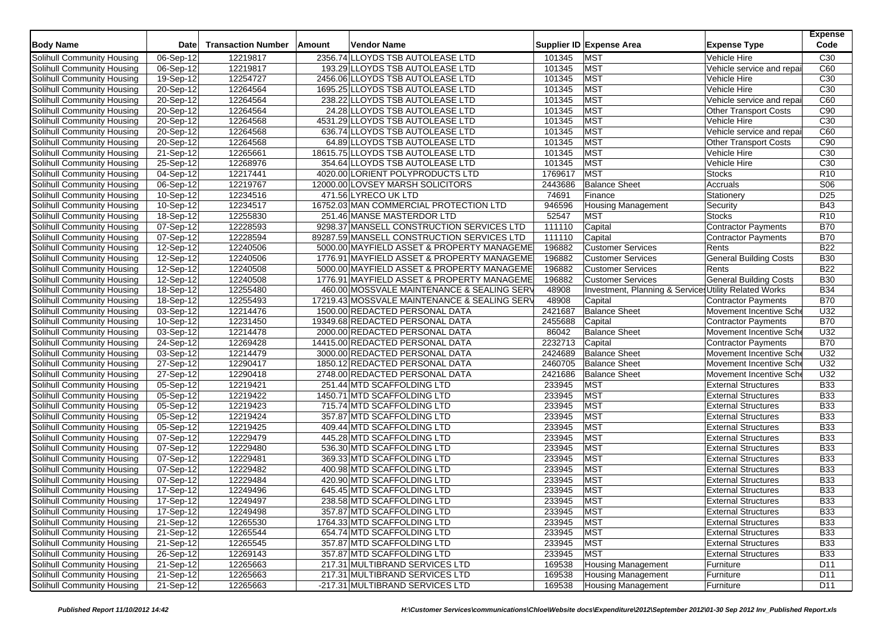| Body Name | Date | Transaction Number | Amount | Vendor Name | Supplier ID | Expense Area | Expense Type | Expense Code |
|---|---|---|---|---|---|---|---|---|
| Solihull Community Housing | 06-Sep-12 | 12219817 | 2356.74 | LLOYDS TSB AUTOLEASE LTD | 101345 | MST | Vehicle Hire | C30 |
| Solihull Community Housing | 06-Sep-12 | 12219817 | 193.29 | LLOYDS TSB AUTOLEASE LTD | 101345 | MST | Vehicle service and repai | C60 |
| Solihull Community Housing | 19-Sep-12 | 12254727 | 2456.06 | LLOYDS TSB AUTOLEASE LTD | 101345 | MST | Vehicle Hire | C30 |
| Solihull Community Housing | 20-Sep-12 | 12264564 | 1695.25 | LLOYDS TSB AUTOLEASE LTD | 101345 | MST | Vehicle Hire | C30 |
| Solihull Community Housing | 20-Sep-12 | 12264564 | 238.22 | LLOYDS TSB AUTOLEASE LTD | 101345 | MST | Vehicle service and repai | C60 |
| Solihull Community Housing | 20-Sep-12 | 12264564 | 24.28 | LLOYDS TSB AUTOLEASE LTD | 101345 | MST | Other Transport Costs | C90 |
| Solihull Community Housing | 20-Sep-12 | 12264568 | 4531.29 | LLOYDS TSB AUTOLEASE LTD | 101345 | MST | Vehicle Hire | C30 |
| Solihull Community Housing | 20-Sep-12 | 12264568 | 636.74 | LLOYDS TSB AUTOLEASE LTD | 101345 | MST | Vehicle service and repai | C60 |
| Solihull Community Housing | 20-Sep-12 | 12264568 | 64.89 | LLOYDS TSB AUTOLEASE LTD | 101345 | MST | Other Transport Costs | C90 |
| Solihull Community Housing | 21-Sep-12 | 12265661 | 18615.75 | LLOYDS TSB AUTOLEASE LTD | 101345 | MST | Vehicle Hire | C30 |
| Solihull Community Housing | 25-Sep-12 | 12268976 | 354.64 | LLOYDS TSB AUTOLEASE LTD | 101345 | MST | Vehicle Hire | C30 |
| Solihull Community Housing | 04-Sep-12 | 12217441 | 4020.00 | LORIENT POLYPRODUCTS LTD | 1769617 | MST | Stocks | R10 |
| Solihull Community Housing | 06-Sep-12 | 12219767 | 12000.00 | LOVSEY MARSH SOLICITORS | 2443686 | Balance Sheet | Accruals | S06 |
| Solihull Community Housing | 10-Sep-12 | 12234516 | 471.56 | LYRECO UK LTD | 74691 | Finance | Stationery | D25 |
| Solihull Community Housing | 10-Sep-12 | 12234517 | 16752.03 | MAN COMMERCIAL PROTECTION LTD | 946596 | Housing Management | Security | B43 |
| Solihull Community Housing | 18-Sep-12 | 12255830 | 251.46 | MANSE MASTERDOR LTD | 52547 | MST | Stocks | R10 |
| Solihull Community Housing | 07-Sep-12 | 12228593 | 9298.37 | MANSELL CONSTRUCTION SERVICES LTD | 111110 | Capital | Contractor Payments | B70 |
| Solihull Community Housing | 07-Sep-12 | 12228594 | 89287.59 | MANSELL CONSTRUCTION SERVICES LTD | 111110 | Capital | Contractor Payments | B70 |
| Solihull Community Housing | 12-Sep-12 | 12240506 | 5000.00 | MAYFIELD ASSET & PROPERTY MANAGEME | 196882 | Customer Services | Rents | B22 |
| Solihull Community Housing | 12-Sep-12 | 12240506 | 1776.91 | MAYFIELD ASSET & PROPERTY MANAGEME | 196882 | Customer Services | General Building Costs | B30 |
| Solihull Community Housing | 12-Sep-12 | 12240508 | 5000.00 | MAYFIELD ASSET & PROPERTY MANAGEME | 196882 | Customer Services | Rents | B22 |
| Solihull Community Housing | 12-Sep-12 | 12240508 | 1776.91 | MAYFIELD ASSET & PROPERTY MANAGEME | 196882 | Customer Services | General Building Costs | B30 |
| Solihull Community Housing | 18-Sep-12 | 12255480 | 460.00 | MOSSVALE MAINTENANCE & SEALING SERV | 48908 | Investment, Planning & Services | Utility Related Works | B34 |
| Solihull Community Housing | 18-Sep-12 | 12255493 | 17219.43 | MOSSVALE MAINTENANCE & SEALING SERV | 48908 | Capital | Contractor Payments | B70 |
| Solihull Community Housing | 03-Sep-12 | 12214476 | 1500.00 | REDACTED PERSONAL DATA | 2421687 | Balance Sheet | Movement Incentive Sche | U32 |
| Solihull Community Housing | 10-Sep-12 | 12231450 | 19349.68 | REDACTED PERSONAL DATA | 2455688 | Capital | Contractor Payments | B70 |
| Solihull Community Housing | 03-Sep-12 | 12214478 | 2000.00 | REDACTED PERSONAL DATA | 86042 | Balance Sheet | Movement Incentive Sche | U32 |
| Solihull Community Housing | 24-Sep-12 | 12269428 | 14415.00 | REDACTED PERSONAL DATA | 2232713 | Capital | Contractor Payments | B70 |
| Solihull Community Housing | 03-Sep-12 | 12214479 | 3000.00 | REDACTED PERSONAL DATA | 2424689 | Balance Sheet | Movement Incentive Sche | U32 |
| Solihull Community Housing | 27-Sep-12 | 12290417 | 1850.12 | REDACTED PERSONAL DATA | 2460705 | Balance Sheet | Movement Incentive Sche | U32 |
| Solihull Community Housing | 27-Sep-12 | 12290418 | 2748.00 | REDACTED PERSONAL DATA | 2421686 | Balance Sheet | Movement Incentive Sche | U32 |
| Solihull Community Housing | 05-Sep-12 | 12219421 | 251.44 | MTD SCAFFOLDING LTD | 233945 | MST | External Structures | B33 |
| Solihull Community Housing | 05-Sep-12 | 12219422 | 1450.71 | MTD SCAFFOLDING LTD | 233945 | MST | External Structures | B33 |
| Solihull Community Housing | 05-Sep-12 | 12219423 | 715.74 | MTD SCAFFOLDING LTD | 233945 | MST | External Structures | B33 |
| Solihull Community Housing | 05-Sep-12 | 12219424 | 357.87 | MTD SCAFFOLDING LTD | 233945 | MST | External Structures | B33 |
| Solihull Community Housing | 05-Sep-12 | 12219425 | 409.44 | MTD SCAFFOLDING LTD | 233945 | MST | External Structures | B33 |
| Solihull Community Housing | 07-Sep-12 | 12229479 | 445.28 | MTD SCAFFOLDING LTD | 233945 | MST | External Structures | B33 |
| Solihull Community Housing | 07-Sep-12 | 12229480 | 536.30 | MTD SCAFFOLDING LTD | 233945 | MST | External Structures | B33 |
| Solihull Community Housing | 07-Sep-12 | 12229481 | 369.33 | MTD SCAFFOLDING LTD | 233945 | MST | External Structures | B33 |
| Solihull Community Housing | 07-Sep-12 | 12229482 | 400.98 | MTD SCAFFOLDING LTD | 233945 | MST | External Structures | B33 |
| Solihull Community Housing | 07-Sep-12 | 12229484 | 420.90 | MTD SCAFFOLDING LTD | 233945 | MST | External Structures | B33 |
| Solihull Community Housing | 17-Sep-12 | 12249496 | 645.45 | MTD SCAFFOLDING LTD | 233945 | MST | External Structures | B33 |
| Solihull Community Housing | 17-Sep-12 | 12249497 | 238.58 | MTD SCAFFOLDING LTD | 233945 | MST | External Structures | B33 |
| Solihull Community Housing | 17-Sep-12 | 12249498 | 357.87 | MTD SCAFFOLDING LTD | 233945 | MST | External Structures | B33 |
| Solihull Community Housing | 21-Sep-12 | 12265530 | 1764.33 | MTD SCAFFOLDING LTD | 233945 | MST | External Structures | B33 |
| Solihull Community Housing | 21-Sep-12 | 12265544 | 654.74 | MTD SCAFFOLDING LTD | 233945 | MST | External Structures | B33 |
| Solihull Community Housing | 21-Sep-12 | 12265545 | 357.87 | MTD SCAFFOLDING LTD | 233945 | MST | External Structures | B33 |
| Solihull Community Housing | 26-Sep-12 | 12269143 | 357.87 | MTD SCAFFOLDING LTD | 233945 | MST | External Structures | B33 |
| Solihull Community Housing | 21-Sep-12 | 12265663 | 217.31 | MULTIBRAND SERVICES LTD | 169538 | Housing Management | Furniture | D11 |
| Solihull Community Housing | 21-Sep-12 | 12265663 | 217.31 | MULTIBRAND SERVICES LTD | 169538 | Housing Management | Furniture | D11 |
| Solihull Community Housing | 21-Sep-12 | 12265663 | -217.31 | MULTIBRAND SERVICES LTD | 169538 | Housing Management | Furniture | D11 |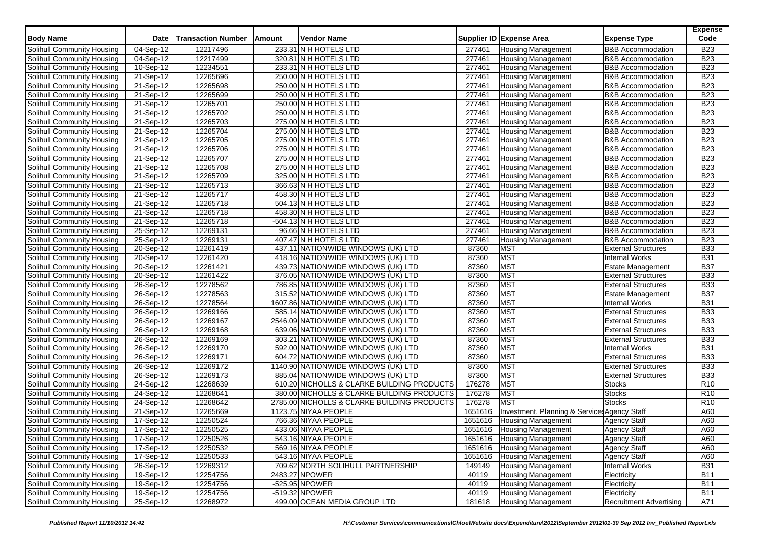| Body Name | Date | Transaction Number | Amount | Vendor Name | Supplier ID | Expense Area | Expense Type | Expense Code |
|---|---|---|---|---|---|---|---|---|
| Solihull Community Housing | 04-Sep-12 | 12217496 | 233.31 | N H HOTELS LTD | 277461 | Housing Management | B&B Accommodation | B23 |
| Solihull Community Housing | 04-Sep-12 | 12217499 | 320.81 | N H HOTELS LTD | 277461 | Housing Management | B&B Accommodation | B23 |
| Solihull Community Housing | 10-Sep-12 | 12234551 | 233.31 | N H HOTELS LTD | 277461 | Housing Management | B&B Accommodation | B23 |
| Solihull Community Housing | 21-Sep-12 | 12265696 | 250.00 | N H HOTELS LTD | 277461 | Housing Management | B&B Accommodation | B23 |
| Solihull Community Housing | 21-Sep-12 | 12265698 | 250.00 | N H HOTELS LTD | 277461 | Housing Management | B&B Accommodation | B23 |
| Solihull Community Housing | 21-Sep-12 | 12265699 | 250.00 | N H HOTELS LTD | 277461 | Housing Management | B&B Accommodation | B23 |
| Solihull Community Housing | 21-Sep-12 | 12265701 | 250.00 | N H HOTELS LTD | 277461 | Housing Management | B&B Accommodation | B23 |
| Solihull Community Housing | 21-Sep-12 | 12265702 | 250.00 | N H HOTELS LTD | 277461 | Housing Management | B&B Accommodation | B23 |
| Solihull Community Housing | 21-Sep-12 | 12265703 | 275.00 | N H HOTELS LTD | 277461 | Housing Management | B&B Accommodation | B23 |
| Solihull Community Housing | 21-Sep-12 | 12265704 | 275.00 | N H HOTELS LTD | 277461 | Housing Management | B&B Accommodation | B23 |
| Solihull Community Housing | 21-Sep-12 | 12265705 | 275.00 | N H HOTELS LTD | 277461 | Housing Management | B&B Accommodation | B23 |
| Solihull Community Housing | 21-Sep-12 | 12265706 | 275.00 | N H HOTELS LTD | 277461 | Housing Management | B&B Accommodation | B23 |
| Solihull Community Housing | 21-Sep-12 | 12265707 | 275.00 | N H HOTELS LTD | 277461 | Housing Management | B&B Accommodation | B23 |
| Solihull Community Housing | 21-Sep-12 | 12265708 | 275.00 | N H HOTELS LTD | 277461 | Housing Management | B&B Accommodation | B23 |
| Solihull Community Housing | 21-Sep-12 | 12265709 | 325.00 | N H HOTELS LTD | 277461 | Housing Management | B&B Accommodation | B23 |
| Solihull Community Housing | 21-Sep-12 | 12265713 | 366.63 | N H HOTELS LTD | 277461 | Housing Management | B&B Accommodation | B23 |
| Solihull Community Housing | 21-Sep-12 | 12265717 | 458.30 | N H HOTELS LTD | 277461 | Housing Management | B&B Accommodation | B23 |
| Solihull Community Housing | 21-Sep-12 | 12265718 | 504.13 | N H HOTELS LTD | 277461 | Housing Management | B&B Accommodation | B23 |
| Solihull Community Housing | 21-Sep-12 | 12265718 | 458.30 | N H HOTELS LTD | 277461 | Housing Management | B&B Accommodation | B23 |
| Solihull Community Housing | 21-Sep-12 | 12265718 | -504.13 | N H HOTELS LTD | 277461 | Housing Management | B&B Accommodation | B23 |
| Solihull Community Housing | 25-Sep-12 | 12269131 | 96.66 | N H HOTELS LTD | 277461 | Housing Management | B&B Accommodation | B23 |
| Solihull Community Housing | 25-Sep-12 | 12269131 | 407.47 | N H HOTELS LTD | 277461 | Housing Management | B&B Accommodation | B23 |
| Solihull Community Housing | 20-Sep-12 | 12261419 | 437.11 | NATIONWIDE WINDOWS (UK) LTD | 87360 | MST | External Structures | B33 |
| Solihull Community Housing | 20-Sep-12 | 12261420 | 418.16 | NATIONWIDE WINDOWS (UK) LTD | 87360 | MST | Internal Works | B31 |
| Solihull Community Housing | 20-Sep-12 | 12261421 | 439.73 | NATIONWIDE WINDOWS (UK) LTD | 87360 | MST | Estate Management | B37 |
| Solihull Community Housing | 20-Sep-12 | 12261422 | 376.05 | NATIONWIDE WINDOWS (UK) LTD | 87360 | MST | External Structures | B33 |
| Solihull Community Housing | 26-Sep-12 | 12278562 | 786.85 | NATIONWIDE WINDOWS (UK) LTD | 87360 | MST | External Structures | B33 |
| Solihull Community Housing | 26-Sep-12 | 12278563 | 315.52 | NATIONWIDE WINDOWS (UK) LTD | 87360 | MST | Estate Management | B37 |
| Solihull Community Housing | 26-Sep-12 | 12278564 | 1607.86 | NATIONWIDE WINDOWS (UK) LTD | 87360 | MST | Internal Works | B31 |
| Solihull Community Housing | 26-Sep-12 | 12269166 | 585.14 | NATIONWIDE WINDOWS (UK) LTD | 87360 | MST | External Structures | B33 |
| Solihull Community Housing | 26-Sep-12 | 12269167 | 2546.09 | NATIONWIDE WINDOWS (UK) LTD | 87360 | MST | External Structures | B33 |
| Solihull Community Housing | 26-Sep-12 | 12269168 | 639.06 | NATIONWIDE WINDOWS (UK) LTD | 87360 | MST | External Structures | B33 |
| Solihull Community Housing | 26-Sep-12 | 12269169 | 303.21 | NATIONWIDE WINDOWS (UK) LTD | 87360 | MST | External Structures | B33 |
| Solihull Community Housing | 26-Sep-12 | 12269170 | 592.00 | NATIONWIDE WINDOWS (UK) LTD | 87360 | MST | Internal Works | B31 |
| Solihull Community Housing | 26-Sep-12 | 12269171 | 604.72 | NATIONWIDE WINDOWS (UK) LTD | 87360 | MST | External Structures | B33 |
| Solihull Community Housing | 26-Sep-12 | 12269172 | 1140.90 | NATIONWIDE WINDOWS (UK) LTD | 87360 | MST | External Structures | B33 |
| Solihull Community Housing | 26-Sep-12 | 12269173 | 885.04 | NATIONWIDE WINDOWS (UK) LTD | 87360 | MST | External Structures | B33 |
| Solihull Community Housing | 24-Sep-12 | 12268639 | 610.20 | NICHOLLS & CLARKE BUILDING PRODUCTS | 176278 | MST | Stocks | R10 |
| Solihull Community Housing | 24-Sep-12 | 12268641 | 380.00 | NICHOLLS & CLARKE BUILDING PRODUCTS | 176278 | MST | Stocks | R10 |
| Solihull Community Housing | 24-Sep-12 | 12268642 | 2785.00 | NICHOLLS & CLARKE BUILDING PRODUCTS | 176278 | MST | Stocks | R10 |
| Solihull Community Housing | 21-Sep-12 | 12265669 | 1123.75 | NIYAA PEOPLE | 1651616 | Investment, Planning & Services | Agency Staff | A60 |
| Solihull Community Housing | 17-Sep-12 | 12250524 | 766.36 | NIYAA PEOPLE | 1651616 | Housing Management | Agency Staff | A60 |
| Solihull Community Housing | 17-Sep-12 | 12250525 | 433.06 | NIYAA PEOPLE | 1651616 | Housing Management | Agency Staff | A60 |
| Solihull Community Housing | 17-Sep-12 | 12250526 | 543.16 | NIYAA PEOPLE | 1651616 | Housing Management | Agency Staff | A60 |
| Solihull Community Housing | 17-Sep-12 | 12250532 | 569.16 | NIYAA PEOPLE | 1651616 | Housing Management | Agency Staff | A60 |
| Solihull Community Housing | 17-Sep-12 | 12250533 | 543.16 | NIYAA PEOPLE | 1651616 | Housing Management | Agency Staff | A60 |
| Solihull Community Housing | 26-Sep-12 | 12269312 | 709.62 | NORTH SOLIHULL PARTNERSHIP | 149149 | Housing Management | Internal Works | B31 |
| Solihull Community Housing | 19-Sep-12 | 12254756 | 2483.27 | NPOWER | 40119 | Housing Management | Electricity | B11 |
| Solihull Community Housing | 19-Sep-12 | 12254756 | -525.95 | NPOWER | 40119 | Housing Management | Electricity | B11 |
| Solihull Community Housing | 19-Sep-12 | 12254756 | -519.32 | NPOWER | 40119 | Housing Management | Electricity | B11 |
| Solihull Community Housing | 25-Sep-12 | 12268972 | 499.00 | OCEAN MEDIA GROUP LTD | 181618 | Housing Management | Recruitment Advertising | A71 |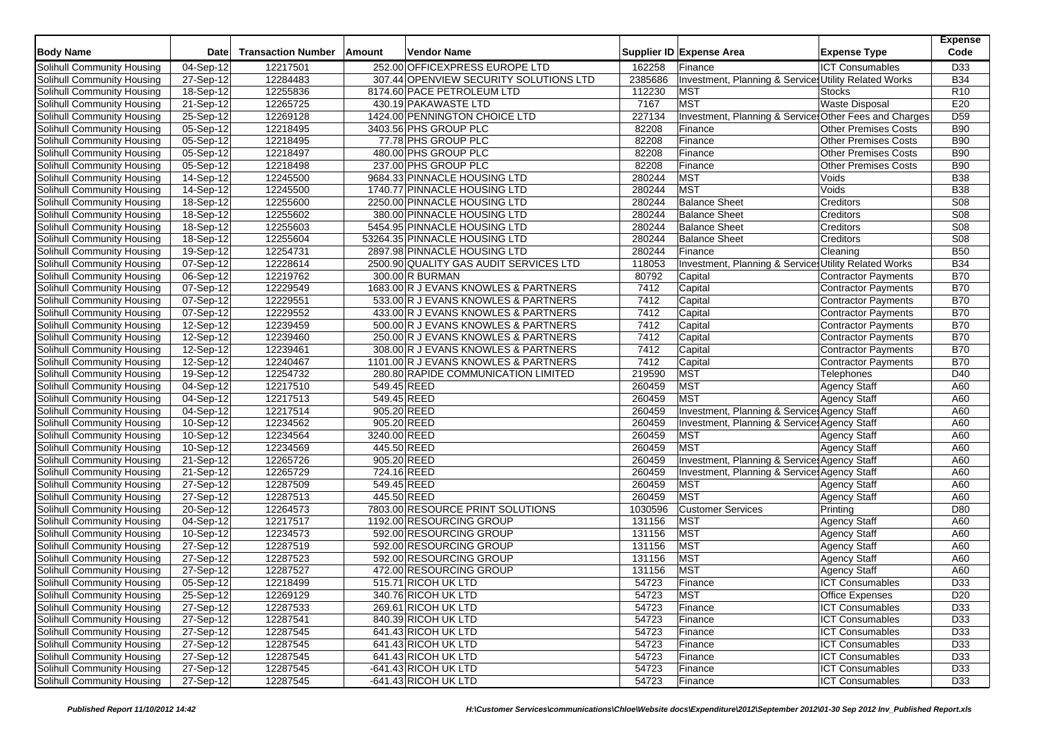| Body Name | Date | Transaction Number | Amount | Vendor Name | Supplier ID | Expense Area | Expense Type | Expense Code |
|---|---|---|---|---|---|---|---|---|
| Solihull Community Housing | 04-Sep-12 | 12217501 | 252.00 | OFFICEXPRESS EUROPE LTD | 162258 | Finance | ICT Consumables | D33 |
| Solihull Community Housing | 27-Sep-12 | 12284483 | 307.44 | OPENVIEW SECURITY SOLUTIONS LTD | 2385686 | Investment, Planning & Services | Utility Related Works | B34 |
| Solihull Community Housing | 18-Sep-12 | 12255836 | 8174.60 | PACE PETROLEUM LTD | 112230 | MST | Stocks | R10 |
| Solihull Community Housing | 21-Sep-12 | 12265725 | 430.19 | PAKAWASTE LTD | 7167 | MST | Waste Disposal | E20 |
| Solihull Community Housing | 25-Sep-12 | 12269128 | 1424.00 | PENNINGTON CHOICE LTD | 227134 | Investment, Planning & Services | Other Fees and Charges | D59 |
| Solihull Community Housing | 05-Sep-12 | 12218495 | 3403.56 | PHS GROUP PLC | 82208 | Finance | Other Premises Costs | B90 |
| Solihull Community Housing | 05-Sep-12 | 12218495 | 77.78 | PHS GROUP PLC | 82208 | Finance | Other Premises Costs | B90 |
| Solihull Community Housing | 05-Sep-12 | 12218497 | 480.00 | PHS GROUP PLC | 82208 | Finance | Other Premises Costs | B90 |
| Solihull Community Housing | 05-Sep-12 | 12218498 | 237.00 | PHS GROUP PLC | 82208 | Finance | Other Premises Costs | B90 |
| Solihull Community Housing | 14-Sep-12 | 12245500 | 9684.33 | PINNACLE HOUSING LTD | 280244 | MST | Voids | B38 |
| Solihull Community Housing | 14-Sep-12 | 12245500 | 1740.77 | PINNACLE HOUSING LTD | 280244 | MST | Voids | B38 |
| Solihull Community Housing | 18-Sep-12 | 12255600 | 2250.00 | PINNACLE HOUSING LTD | 280244 | Balance Sheet | Creditors | S08 |
| Solihull Community Housing | 18-Sep-12 | 12255602 | 380.00 | PINNACLE HOUSING LTD | 280244 | Balance Sheet | Creditors | S08 |
| Solihull Community Housing | 18-Sep-12 | 12255603 | 5454.95 | PINNACLE HOUSING LTD | 280244 | Balance Sheet | Creditors | S08 |
| Solihull Community Housing | 18-Sep-12 | 12255604 | 53264.35 | PINNACLE HOUSING LTD | 280244 | Balance Sheet | Creditors | S08 |
| Solihull Community Housing | 19-Sep-12 | 12254731 | 2897.98 | PINNACLE HOUSING LTD | 280244 | Finance | Cleaning | B50 |
| Solihull Community Housing | 07-Sep-12 | 12228614 | 2500.90 | QUALITY GAS AUDIT SERVICES LTD | 118053 | Investment, Planning & Services | Utility Related Works | B34 |
| Solihull Community Housing | 06-Sep-12 | 12219762 | 300.00 | R BURMAN | 80792 | Capital | Contractor Payments | B70 |
| Solihull Community Housing | 07-Sep-12 | 12229549 | 1683.00 | R J EVANS KNOWLES & PARTNERS | 7412 | Capital | Contractor Payments | B70 |
| Solihull Community Housing | 07-Sep-12 | 12229551 | 533.00 | R J EVANS KNOWLES & PARTNERS | 7412 | Capital | Contractor Payments | B70 |
| Solihull Community Housing | 07-Sep-12 | 12229552 | 433.00 | R J EVANS KNOWLES & PARTNERS | 7412 | Capital | Contractor Payments | B70 |
| Solihull Community Housing | 12-Sep-12 | 12239459 | 500.00 | R J EVANS KNOWLES & PARTNERS | 7412 | Capital | Contractor Payments | B70 |
| Solihull Community Housing | 12-Sep-12 | 12239460 | 250.00 | R J EVANS KNOWLES & PARTNERS | 7412 | Capital | Contractor Payments | B70 |
| Solihull Community Housing | 12-Sep-12 | 12239461 | 308.00 | R J EVANS KNOWLES & PARTNERS | 7412 | Capital | Contractor Payments | B70 |
| Solihull Community Housing | 12-Sep-12 | 12240467 | 1101.00 | R J EVANS KNOWLES & PARTNERS | 7412 | Capital | Contractor Payments | B70 |
| Solihull Community Housing | 19-Sep-12 | 12254732 | 280.80 | RAPIDE COMMUNICATION LIMITED | 219590 | MST | Telephones | D40 |
| Solihull Community Housing | 04-Sep-12 | 12217510 | 549.45 | REED | 260459 | MST | Agency Staff | A60 |
| Solihull Community Housing | 04-Sep-12 | 12217513 | 549.45 | REED | 260459 | MST | Agency Staff | A60 |
| Solihull Community Housing | 04-Sep-12 | 12217514 | 905.20 | REED | 260459 | Investment, Planning & Services | Agency Staff | A60 |
| Solihull Community Housing | 10-Sep-12 | 12234562 | 905.20 | REED | 260459 | Investment, Planning & Services | Agency Staff | A60 |
| Solihull Community Housing | 10-Sep-12 | 12234564 | 3240.00 | REED | 260459 | MST | Agency Staff | A60 |
| Solihull Community Housing | 10-Sep-12 | 12234569 | 445.50 | REED | 260459 | MST | Agency Staff | A60 |
| Solihull Community Housing | 21-Sep-12 | 12265726 | 905.20 | REED | 260459 | Investment, Planning & Services | Agency Staff | A60 |
| Solihull Community Housing | 21-Sep-12 | 12265729 | 724.16 | REED | 260459 | Investment, Planning & Services | Agency Staff | A60 |
| Solihull Community Housing | 27-Sep-12 | 12287509 | 549.45 | REED | 260459 | MST | Agency Staff | A60 |
| Solihull Community Housing | 27-Sep-12 | 12287513 | 445.50 | REED | 260459 | MST | Agency Staff | A60 |
| Solihull Community Housing | 20-Sep-12 | 12264573 | 7803.00 | RESOURCE PRINT SOLUTIONS | 1030596 | Customer Services | Printing | D80 |
| Solihull Community Housing | 04-Sep-12 | 12217517 | 1192.00 | RESOURCING GROUP | 131156 | MST | Agency Staff | A60 |
| Solihull Community Housing | 10-Sep-12 | 12234573 | 592.00 | RESOURCING GROUP | 131156 | MST | Agency Staff | A60 |
| Solihull Community Housing | 27-Sep-12 | 12287519 | 592.00 | RESOURCING GROUP | 131156 | MST | Agency Staff | A60 |
| Solihull Community Housing | 27-Sep-12 | 12287523 | 592.00 | RESOURCING GROUP | 131156 | MST | Agency Staff | A60 |
| Solihull Community Housing | 27-Sep-12 | 12287527 | 472.00 | RESOURCING GROUP | 131156 | MST | Agency Staff | A60 |
| Solihull Community Housing | 05-Sep-12 | 12218499 | 515.71 | RICOH UK LTD | 54723 | Finance | ICT Consumables | D33 |
| Solihull Community Housing | 25-Sep-12 | 12269129 | 340.76 | RICOH UK LTD | 54723 | MST | Office Expenses | D20 |
| Solihull Community Housing | 27-Sep-12 | 12287533 | 269.61 | RICOH UK LTD | 54723 | Finance | ICT Consumables | D33 |
| Solihull Community Housing | 27-Sep-12 | 12287541 | 840.39 | RICOH UK LTD | 54723 | Finance | ICT Consumables | D33 |
| Solihull Community Housing | 27-Sep-12 | 12287545 | 641.43 | RICOH UK LTD | 54723 | Finance | ICT Consumables | D33 |
| Solihull Community Housing | 27-Sep-12 | 12287545 | 641.43 | RICOH UK LTD | 54723 | Finance | ICT Consumables | D33 |
| Solihull Community Housing | 27-Sep-12 | 12287545 | 641.43 | RICOH UK LTD | 54723 | Finance | ICT Consumables | D33 |
| Solihull Community Housing | 27-Sep-12 | 12287545 | -641.43 | RICOH UK LTD | 54723 | Finance | ICT Consumables | D33 |
| Solihull Community Housing | 27-Sep-12 | 12287545 | -641.43 | RICOH UK LTD | 54723 | Finance | ICT Consumables | D33 |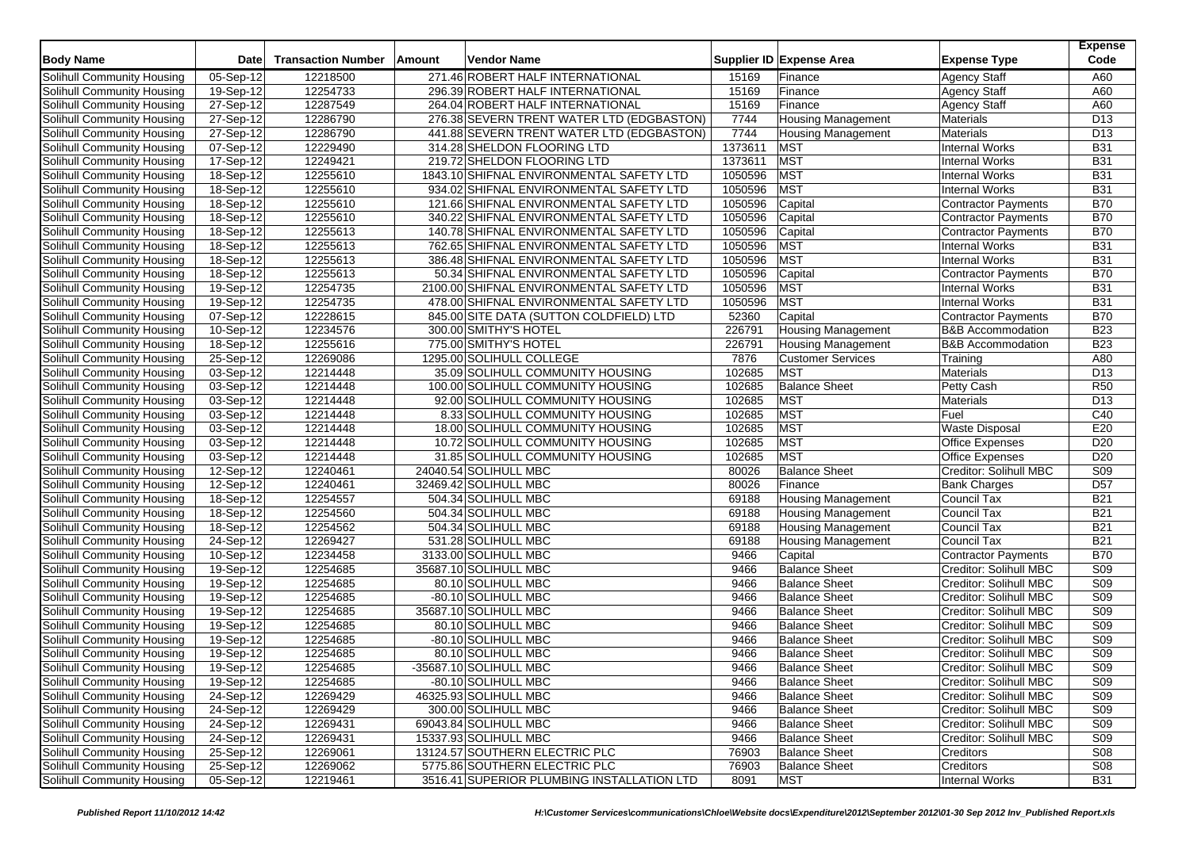| Body Name | Date | Transaction Number | Amount | Vendor Name | Supplier ID | Expense Area | Expense Type | Expense Code |
|---|---|---|---|---|---|---|---|---|
| Solihull Community Housing | 05-Sep-12 | 12218500 | 271.46 | ROBERT HALF INTERNATIONAL | 15169 | Finance | Agency Staff | A60 |
| Solihull Community Housing | 19-Sep-12 | 12254733 | 296.39 | ROBERT HALF INTERNATIONAL | 15169 | Finance | Agency Staff | A60 |
| Solihull Community Housing | 27-Sep-12 | 12287549 | 264.04 | ROBERT HALF INTERNATIONAL | 15169 | Finance | Agency Staff | A60 |
| Solihull Community Housing | 27-Sep-12 | 12286790 | 276.38 | SEVERN TRENT WATER LTD (EDGBASTON) | 7744 | Housing Management | Materials | D13 |
| Solihull Community Housing | 27-Sep-12 | 12286790 | 441.88 | SEVERN TRENT WATER LTD (EDGBASTON) | 7744 | Housing Management | Materials | D13 |
| Solihull Community Housing | 07-Sep-12 | 12229490 | 314.28 | SHELDON FLOORING LTD | 1373611 | MST | Internal Works | B31 |
| Solihull Community Housing | 17-Sep-12 | 12249421 | 219.72 | SHELDON FLOORING LTD | 1373611 | MST | Internal Works | B31 |
| Solihull Community Housing | 18-Sep-12 | 12255610 | 1843.10 | SHIFNAL ENVIRONMENTAL SAFETY LTD | 1050596 | MST | Internal Works | B31 |
| Solihull Community Housing | 18-Sep-12 | 12255610 | 934.02 | SHIFNAL ENVIRONMENTAL SAFETY LTD | 1050596 | MST | Internal Works | B31 |
| Solihull Community Housing | 18-Sep-12 | 12255610 | 121.66 | SHIFNAL ENVIRONMENTAL SAFETY LTD | 1050596 | Capital | Contractor Payments | B70 |
| Solihull Community Housing | 18-Sep-12 | 12255610 | 340.22 | SHIFNAL ENVIRONMENTAL SAFETY LTD | 1050596 | Capital | Contractor Payments | B70 |
| Solihull Community Housing | 18-Sep-12 | 12255613 | 140.78 | SHIFNAL ENVIRONMENTAL SAFETY LTD | 1050596 | Capital | Contractor Payments | B70 |
| Solihull Community Housing | 18-Sep-12 | 12255613 | 762.65 | SHIFNAL ENVIRONMENTAL SAFETY LTD | 1050596 | MST | Internal Works | B31 |
| Solihull Community Housing | 18-Sep-12 | 12255613 | 386.48 | SHIFNAL ENVIRONMENTAL SAFETY LTD | 1050596 | MST | Internal Works | B31 |
| Solihull Community Housing | 18-Sep-12 | 12255613 | 50.34 | SHIFNAL ENVIRONMENTAL SAFETY LTD | 1050596 | Capital | Contractor Payments | B70 |
| Solihull Community Housing | 19-Sep-12 | 12254735 | 2100.00 | SHIFNAL ENVIRONMENTAL SAFETY LTD | 1050596 | MST | Internal Works | B31 |
| Solihull Community Housing | 19-Sep-12 | 12254735 | 478.00 | SHIFNAL ENVIRONMENTAL SAFETY LTD | 1050596 | MST | Internal Works | B31 |
| Solihull Community Housing | 07-Sep-12 | 12228615 | 845.00 | SITE DATA (SUTTON COLDFIELD) LTD | 52360 | Capital | Contractor Payments | B70 |
| Solihull Community Housing | 10-Sep-12 | 12234576 | 300.00 | SMITHY'S HOTEL | 226791 | Housing Management | B&B Accommodation | B23 |
| Solihull Community Housing | 18-Sep-12 | 12255616 | 775.00 | SMITHY'S HOTEL | 226791 | Housing Management | B&B Accommodation | B23 |
| Solihull Community Housing | 25-Sep-12 | 12269086 | 1295.00 | SOLIHULL COLLEGE | 7876 | Customer Services | Training | A80 |
| Solihull Community Housing | 03-Sep-12 | 12214448 | 35.09 | SOLIHULL COMMUNITY HOUSING | 102685 | MST | Materials | D13 |
| Solihull Community Housing | 03-Sep-12 | 12214448 | 100.00 | SOLIHULL COMMUNITY HOUSING | 102685 | Balance Sheet | Petty Cash | R50 |
| Solihull Community Housing | 03-Sep-12 | 12214448 | 92.00 | SOLIHULL COMMUNITY HOUSING | 102685 | MST | Materials | D13 |
| Solihull Community Housing | 03-Sep-12 | 12214448 | 8.33 | SOLIHULL COMMUNITY HOUSING | 102685 | MST | Fuel | C40 |
| Solihull Community Housing | 03-Sep-12 | 12214448 | 18.00 | SOLIHULL COMMUNITY HOUSING | 102685 | MST | Waste Disposal | E20 |
| Solihull Community Housing | 03-Sep-12 | 12214448 | 10.72 | SOLIHULL COMMUNITY HOUSING | 102685 | MST | Office Expenses | D20 |
| Solihull Community Housing | 03-Sep-12 | 12214448 | 31.85 | SOLIHULL COMMUNITY HOUSING | 102685 | MST | Office Expenses | D20 |
| Solihull Community Housing | 12-Sep-12 | 12240461 | 24040.54 | SOLIHULL MBC | 80026 | Balance Sheet | Creditor: Solihull MBC | S09 |
| Solihull Community Housing | 12-Sep-12 | 12240461 | 32469.42 | SOLIHULL MBC | 80026 | Finance | Bank Charges | D57 |
| Solihull Community Housing | 18-Sep-12 | 12254557 | 504.34 | SOLIHULL MBC | 69188 | Housing Management | Council Tax | B21 |
| Solihull Community Housing | 18-Sep-12 | 12254560 | 504.34 | SOLIHULL MBC | 69188 | Housing Management | Council Tax | B21 |
| Solihull Community Housing | 18-Sep-12 | 12254562 | 504.34 | SOLIHULL MBC | 69188 | Housing Management | Council Tax | B21 |
| Solihull Community Housing | 24-Sep-12 | 12269427 | 531.28 | SOLIHULL MBC | 69188 | Housing Management | Council Tax | B21 |
| Solihull Community Housing | 10-Sep-12 | 12234458 | 3133.00 | SOLIHULL MBC | 9466 | Capital | Contractor Payments | B70 |
| Solihull Community Housing | 19-Sep-12 | 12254685 | 35687.10 | SOLIHULL MBC | 9466 | Balance Sheet | Creditor: Solihull MBC | S09 |
| Solihull Community Housing | 19-Sep-12 | 12254685 | 80.10 | SOLIHULL MBC | 9466 | Balance Sheet | Creditor: Solihull MBC | S09 |
| Solihull Community Housing | 19-Sep-12 | 12254685 | -80.10 | SOLIHULL MBC | 9466 | Balance Sheet | Creditor: Solihull MBC | S09 |
| Solihull Community Housing | 19-Sep-12 | 12254685 | 35687.10 | SOLIHULL MBC | 9466 | Balance Sheet | Creditor: Solihull MBC | S09 |
| Solihull Community Housing | 19-Sep-12 | 12254685 | 80.10 | SOLIHULL MBC | 9466 | Balance Sheet | Creditor: Solihull MBC | S09 |
| Solihull Community Housing | 19-Sep-12 | 12254685 | -80.10 | SOLIHULL MBC | 9466 | Balance Sheet | Creditor: Solihull MBC | S09 |
| Solihull Community Housing | 19-Sep-12 | 12254685 | 80.10 | SOLIHULL MBC | 9466 | Balance Sheet | Creditor: Solihull MBC | S09 |
| Solihull Community Housing | 19-Sep-12 | 12254685 | -35687.10 | SOLIHULL MBC | 9466 | Balance Sheet | Creditor: Solihull MBC | S09 |
| Solihull Community Housing | 19-Sep-12 | 12254685 | -80.10 | SOLIHULL MBC | 9466 | Balance Sheet | Creditor: Solihull MBC | S09 |
| Solihull Community Housing | 24-Sep-12 | 12269429 | 46325.93 | SOLIHULL MBC | 9466 | Balance Sheet | Creditor: Solihull MBC | S09 |
| Solihull Community Housing | 24-Sep-12 | 12269429 | 300.00 | SOLIHULL MBC | 9466 | Balance Sheet | Creditor: Solihull MBC | S09 |
| Solihull Community Housing | 24-Sep-12 | 12269431 | 69043.84 | SOLIHULL MBC | 9466 | Balance Sheet | Creditor: Solihull MBC | S09 |
| Solihull Community Housing | 24-Sep-12 | 12269431 | 15337.93 | SOLIHULL MBC | 9466 | Balance Sheet | Creditor: Solihull MBC | S09 |
| Solihull Community Housing | 25-Sep-12 | 12269061 | 13124.57 | SOUTHERN ELECTRIC PLC | 76903 | Balance Sheet | Creditors | S08 |
| Solihull Community Housing | 25-Sep-12 | 12269062 | 5775.86 | SOUTHERN ELECTRIC PLC | 76903 | Balance Sheet | Creditors | S08 |
| Solihull Community Housing | 05-Sep-12 | 12219461 | 3516.41 | SUPERIOR PLUMBING INSTALLATION LTD | 8091 | MST | Internal Works | B31 |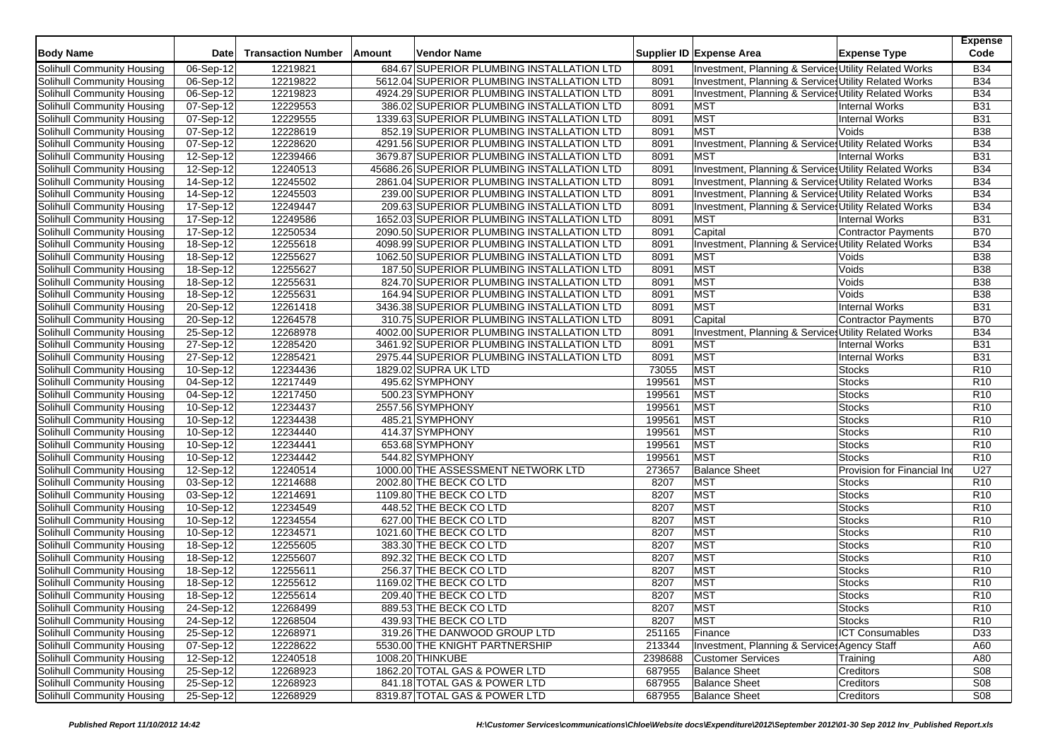| Body Name | Date | Transaction Number | Amount | Vendor Name | Supplier ID | Expense Area | Expense Type | Expense Code |
|---|---|---|---|---|---|---|---|---|
| Solihull Community Housing | 06-Sep-12 | 12219821 | 684.67 | SUPERIOR PLUMBING INSTALLATION LTD | 8091 | Investment, Planning & Services | Utility Related Works | B34 |
| Solihull Community Housing | 06-Sep-12 | 12219822 | 5612.04 | SUPERIOR PLUMBING INSTALLATION LTD | 8091 | Investment, Planning & Services | Utility Related Works | B34 |
| Solihull Community Housing | 06-Sep-12 | 12219823 | 4924.29 | SUPERIOR PLUMBING INSTALLATION LTD | 8091 | Investment, Planning & Services | Utility Related Works | B34 |
| Solihull Community Housing | 07-Sep-12 | 12229553 | 386.02 | SUPERIOR PLUMBING INSTALLATION LTD | 8091 | MST | Internal Works | B31 |
| Solihull Community Housing | 07-Sep-12 | 12229555 | 1339.63 | SUPERIOR PLUMBING INSTALLATION LTD | 8091 | MST | Internal Works | B31 |
| Solihull Community Housing | 07-Sep-12 | 12228619 | 852.19 | SUPERIOR PLUMBING INSTALLATION LTD | 8091 | MST | Voids | B38 |
| Solihull Community Housing | 07-Sep-12 | 12228620 | 4291.56 | SUPERIOR PLUMBING INSTALLATION LTD | 8091 | Investment, Planning & Services | Utility Related Works | B34 |
| Solihull Community Housing | 12-Sep-12 | 12239466 | 3679.87 | SUPERIOR PLUMBING INSTALLATION LTD | 8091 | MST | Internal Works | B31 |
| Solihull Community Housing | 12-Sep-12 | 12240513 | 45686.26 | SUPERIOR PLUMBING INSTALLATION LTD | 8091 | Investment, Planning & Services | Utility Related Works | B34 |
| Solihull Community Housing | 14-Sep-12 | 12245502 | 2861.04 | SUPERIOR PLUMBING INSTALLATION LTD | 8091 | Investment, Planning & Services | Utility Related Works | B34 |
| Solihull Community Housing | 14-Sep-12 | 12245503 | 239.00 | SUPERIOR PLUMBING INSTALLATION LTD | 8091 | Investment, Planning & Services | Utility Related Works | B34 |
| Solihull Community Housing | 17-Sep-12 | 12249447 | 209.63 | SUPERIOR PLUMBING INSTALLATION LTD | 8091 | Investment, Planning & Services | Utility Related Works | B34 |
| Solihull Community Housing | 17-Sep-12 | 12249586 | 1652.03 | SUPERIOR PLUMBING INSTALLATION LTD | 8091 | MST | Internal Works | B31 |
| Solihull Community Housing | 17-Sep-12 | 12250534 | 2090.50 | SUPERIOR PLUMBING INSTALLATION LTD | 8091 | Capital | Contractor Payments | B70 |
| Solihull Community Housing | 18-Sep-12 | 12255618 | 4098.99 | SUPERIOR PLUMBING INSTALLATION LTD | 8091 | Investment, Planning & Services | Utility Related Works | B34 |
| Solihull Community Housing | 18-Sep-12 | 12255627 | 1062.50 | SUPERIOR PLUMBING INSTALLATION LTD | 8091 | MST | Voids | B38 |
| Solihull Community Housing | 18-Sep-12 | 12255627 | 187.50 | SUPERIOR PLUMBING INSTALLATION LTD | 8091 | MST | Voids | B38 |
| Solihull Community Housing | 18-Sep-12 | 12255631 | 824.70 | SUPERIOR PLUMBING INSTALLATION LTD | 8091 | MST | Voids | B38 |
| Solihull Community Housing | 18-Sep-12 | 12255631 | 164.94 | SUPERIOR PLUMBING INSTALLATION LTD | 8091 | MST | Voids | B38 |
| Solihull Community Housing | 20-Sep-12 | 12261418 | 3436.38 | SUPERIOR PLUMBING INSTALLATION LTD | 8091 | MST | Internal Works | B31 |
| Solihull Community Housing | 20-Sep-12 | 12264578 | 310.75 | SUPERIOR PLUMBING INSTALLATION LTD | 8091 | Capital | Contractor Payments | B70 |
| Solihull Community Housing | 25-Sep-12 | 12268978 | 4002.00 | SUPERIOR PLUMBING INSTALLATION LTD | 8091 | Investment, Planning & Services | Utility Related Works | B34 |
| Solihull Community Housing | 27-Sep-12 | 12285420 | 3461.92 | SUPERIOR PLUMBING INSTALLATION LTD | 8091 | MST | Internal Works | B31 |
| Solihull Community Housing | 27-Sep-12 | 12285421 | 2975.44 | SUPERIOR PLUMBING INSTALLATION LTD | 8091 | MST | Internal Works | B31 |
| Solihull Community Housing | 10-Sep-12 | 12234436 | 1829.02 | SUPRA UK LTD | 73055 | MST | Stocks | R10 |
| Solihull Community Housing | 04-Sep-12 | 12217449 | 495.62 | SYMPHONY | 199561 | MST | Stocks | R10 |
| Solihull Community Housing | 04-Sep-12 | 12217450 | 500.23 | SYMPHONY | 199561 | MST | Stocks | R10 |
| Solihull Community Housing | 10-Sep-12 | 12234437 | 2557.56 | SYMPHONY | 199561 | MST | Stocks | R10 |
| Solihull Community Housing | 10-Sep-12 | 12234438 | 485.21 | SYMPHONY | 199561 | MST | Stocks | R10 |
| Solihull Community Housing | 10-Sep-12 | 12234440 | 414.37 | SYMPHONY | 199561 | MST | Stocks | R10 |
| Solihull Community Housing | 10-Sep-12 | 12234441 | 653.68 | SYMPHONY | 199561 | MST | Stocks | R10 |
| Solihull Community Housing | 10-Sep-12 | 12234442 | 544.82 | SYMPHONY | 199561 | MST | Stocks | R10 |
| Solihull Community Housing | 12-Sep-12 | 12240514 | 1000.00 | THE ASSESSMENT NETWORK LTD | 273657 | Balance Sheet | Provision for Financial Inc | U27 |
| Solihull Community Housing | 03-Sep-12 | 12214688 | 2002.80 | THE BECK CO LTD | 8207 | MST | Stocks | R10 |
| Solihull Community Housing | 03-Sep-12 | 12214691 | 1109.80 | THE BECK CO LTD | 8207 | MST | Stocks | R10 |
| Solihull Community Housing | 10-Sep-12 | 12234549 | 448.52 | THE BECK CO LTD | 8207 | MST | Stocks | R10 |
| Solihull Community Housing | 10-Sep-12 | 12234554 | 627.00 | THE BECK CO LTD | 8207 | MST | Stocks | R10 |
| Solihull Community Housing | 10-Sep-12 | 12234571 | 1021.60 | THE BECK CO LTD | 8207 | MST | Stocks | R10 |
| Solihull Community Housing | 18-Sep-12 | 12255605 | 383.30 | THE BECK CO LTD | 8207 | MST | Stocks | R10 |
| Solihull Community Housing | 18-Sep-12 | 12255607 | 892.32 | THE BECK CO LTD | 8207 | MST | Stocks | R10 |
| Solihull Community Housing | 18-Sep-12 | 12255611 | 256.37 | THE BECK CO LTD | 8207 | MST | Stocks | R10 |
| Solihull Community Housing | 18-Sep-12 | 12255612 | 1169.02 | THE BECK CO LTD | 8207 | MST | Stocks | R10 |
| Solihull Community Housing | 18-Sep-12 | 12255614 | 209.40 | THE BECK CO LTD | 8207 | MST | Stocks | R10 |
| Solihull Community Housing | 24-Sep-12 | 12268499 | 889.53 | THE BECK CO LTD | 8207 | MST | Stocks | R10 |
| Solihull Community Housing | 24-Sep-12 | 12268504 | 439.93 | THE BECK CO LTD | 8207 | MST | Stocks | R10 |
| Solihull Community Housing | 25-Sep-12 | 12268971 | 319.26 | THE DANWOOD GROUP LTD | 251165 | Finance | ICT Consumables | D33 |
| Solihull Community Housing | 07-Sep-12 | 12228622 | 5530.00 | THE KNIGHT PARTNERSHIP | 213344 | Investment, Planning & Services | Agency Staff | A60 |
| Solihull Community Housing | 12-Sep-12 | 12240518 | 1008.20 | THINKUBE | 2398688 | Customer Services | Training | A80 |
| Solihull Community Housing | 25-Sep-12 | 12268923 | 1862.20 | TOTAL GAS & POWER LTD | 687955 | Balance Sheet | Creditors | S08 |
| Solihull Community Housing | 25-Sep-12 | 12268923 | 841.18 | TOTAL GAS & POWER LTD | 687955 | Balance Sheet | Creditors | S08 |
| Solihull Community Housing | 25-Sep-12 | 12268929 | 8319.87 | TOTAL GAS & POWER LTD | 687955 | Balance Sheet | Creditors | S08 |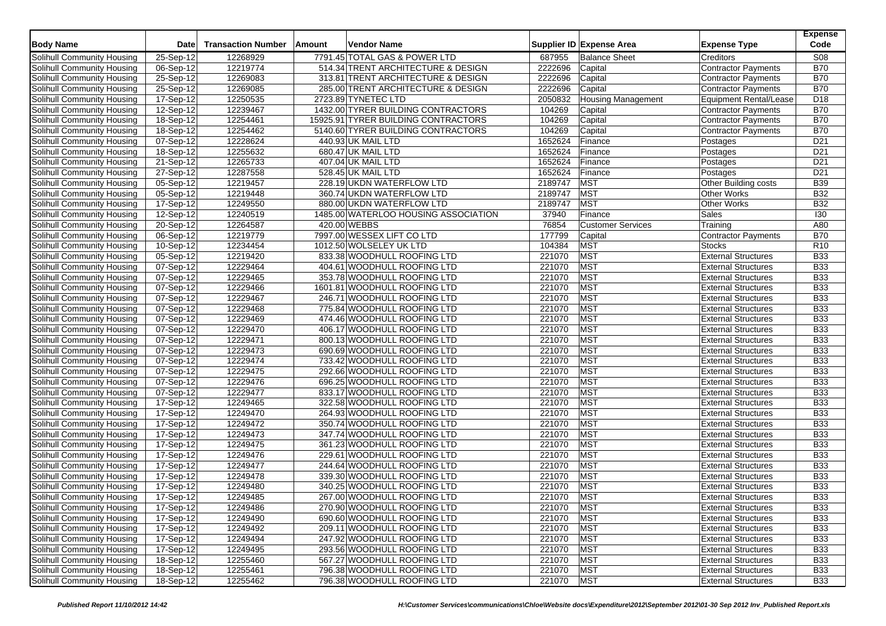| Body Name | Date | Transaction Number | Amount | Vendor Name | Supplier ID | Expense Area | Expense Type | Expense Code |
|---|---|---|---|---|---|---|---|---|
| Solihull Community Housing | 25-Sep-12 | 12268929 | 7791.45 | TOTAL GAS & POWER LTD | 687955 | Balance Sheet | Creditors | S08 |
| Solihull Community Housing | 06-Sep-12 | 12219774 | 514.34 | TRENT ARCHITECTURE & DESIGN | 2222696 | Capital | Contractor Payments | B70 |
| Solihull Community Housing | 25-Sep-12 | 12269083 | 313.81 | TRENT ARCHITECTURE & DESIGN | 2222696 | Capital | Contractor Payments | B70 |
| Solihull Community Housing | 25-Sep-12 | 12269085 | 285.00 | TRENT ARCHITECTURE & DESIGN | 2222696 | Capital | Contractor Payments | B70 |
| Solihull Community Housing | 17-Sep-12 | 12250535 | 2723.89 | TYNETEC LTD | 2050832 | Housing Management | Equipment Rental/Lease | D18 |
| Solihull Community Housing | 12-Sep-12 | 12239467 | 1432.00 | TYRER BUILDING CONTRACTORS | 104269 | Capital | Contractor Payments | B70 |
| Solihull Community Housing | 18-Sep-12 | 12254461 | 15925.91 | TYRER BUILDING CONTRACTORS | 104269 | Capital | Contractor Payments | B70 |
| Solihull Community Housing | 18-Sep-12 | 12254462 | 5140.60 | TYRER BUILDING CONTRACTORS | 104269 | Capital | Contractor Payments | B70 |
| Solihull Community Housing | 07-Sep-12 | 12228624 | 440.93 | UK MAIL LTD | 1652624 | Finance | Postages | D21 |
| Solihull Community Housing | 18-Sep-12 | 12255632 | 680.47 | UK MAIL LTD | 1652624 | Finance | Postages | D21 |
| Solihull Community Housing | 21-Sep-12 | 12265733 | 407.04 | UK MAIL LTD | 1652624 | Finance | Postages | D21 |
| Solihull Community Housing | 27-Sep-12 | 12287558 | 528.45 | UK MAIL LTD | 1652624 | Finance | Postages | D21 |
| Solihull Community Housing | 05-Sep-12 | 12219457 | 228.19 | UKDN WATERFLOW LTD | 2189747 | MST | Other Building costs | B39 |
| Solihull Community Housing | 05-Sep-12 | 12219448 | 360.74 | UKDN WATERFLOW LTD | 2189747 | MST | Other Works | B32 |
| Solihull Community Housing | 17-Sep-12 | 12249550 | 880.00 | UKDN WATERFLOW LTD | 2189747 | MST | Other Works | B32 |
| Solihull Community Housing | 12-Sep-12 | 12240519 | 1485.00 | WATERLOO HOUSING ASSOCIATION | 37940 | Finance | Sales | I30 |
| Solihull Community Housing | 20-Sep-12 | 12264587 | 420.00 | WEBBS | 76854 | Customer Services | Training | A80 |
| Solihull Community Housing | 06-Sep-12 | 12219779 | 7997.00 | WESSEX LIFT CO LTD | 177799 | Capital | Contractor Payments | B70 |
| Solihull Community Housing | 10-Sep-12 | 12234454 | 1012.50 | WOLSELEY UK LTD | 104384 | MST | Stocks | R10 |
| Solihull Community Housing | 05-Sep-12 | 12219420 | 833.38 | WOODHULL ROOFING LTD | 221070 | MST | External Structures | B33 |
| Solihull Community Housing | 07-Sep-12 | 12229464 | 404.61 | WOODHULL ROOFING LTD | 221070 | MST | External Structures | B33 |
| Solihull Community Housing | 07-Sep-12 | 12229465 | 353.78 | WOODHULL ROOFING LTD | 221070 | MST | External Structures | B33 |
| Solihull Community Housing | 07-Sep-12 | 12229466 | 1601.81 | WOODHULL ROOFING LTD | 221070 | MST | External Structures | B33 |
| Solihull Community Housing | 07-Sep-12 | 12229467 | 246.71 | WOODHULL ROOFING LTD | 221070 | MST | External Structures | B33 |
| Solihull Community Housing | 07-Sep-12 | 12229468 | 775.84 | WOODHULL ROOFING LTD | 221070 | MST | External Structures | B33 |
| Solihull Community Housing | 07-Sep-12 | 12229469 | 474.46 | WOODHULL ROOFING LTD | 221070 | MST | External Structures | B33 |
| Solihull Community Housing | 07-Sep-12 | 12229470 | 406.17 | WOODHULL ROOFING LTD | 221070 | MST | External Structures | B33 |
| Solihull Community Housing | 07-Sep-12 | 12229471 | 800.13 | WOODHULL ROOFING LTD | 221070 | MST | External Structures | B33 |
| Solihull Community Housing | 07-Sep-12 | 12229473 | 690.69 | WOODHULL ROOFING LTD | 221070 | MST | External Structures | B33 |
| Solihull Community Housing | 07-Sep-12 | 12229474 | 733.42 | WOODHULL ROOFING LTD | 221070 | MST | External Structures | B33 |
| Solihull Community Housing | 07-Sep-12 | 12229475 | 292.66 | WOODHULL ROOFING LTD | 221070 | MST | External Structures | B33 |
| Solihull Community Housing | 07-Sep-12 | 12229476 | 696.25 | WOODHULL ROOFING LTD | 221070 | MST | External Structures | B33 |
| Solihull Community Housing | 07-Sep-12 | 12229477 | 833.17 | WOODHULL ROOFING LTD | 221070 | MST | External Structures | B33 |
| Solihull Community Housing | 17-Sep-12 | 12249465 | 322.58 | WOODHULL ROOFING LTD | 221070 | MST | External Structures | B33 |
| Solihull Community Housing | 17-Sep-12 | 12249470 | 264.93 | WOODHULL ROOFING LTD | 221070 | MST | External Structures | B33 |
| Solihull Community Housing | 17-Sep-12 | 12249472 | 350.74 | WOODHULL ROOFING LTD | 221070 | MST | External Structures | B33 |
| Solihull Community Housing | 17-Sep-12 | 12249473 | 347.74 | WOODHULL ROOFING LTD | 221070 | MST | External Structures | B33 |
| Solihull Community Housing | 17-Sep-12 | 12249475 | 361.23 | WOODHULL ROOFING LTD | 221070 | MST | External Structures | B33 |
| Solihull Community Housing | 17-Sep-12 | 12249476 | 229.61 | WOODHULL ROOFING LTD | 221070 | MST | External Structures | B33 |
| Solihull Community Housing | 17-Sep-12 | 12249477 | 244.64 | WOODHULL ROOFING LTD | 221070 | MST | External Structures | B33 |
| Solihull Community Housing | 17-Sep-12 | 12249478 | 339.30 | WOODHULL ROOFING LTD | 221070 | MST | External Structures | B33 |
| Solihull Community Housing | 17-Sep-12 | 12249480 | 340.25 | WOODHULL ROOFING LTD | 221070 | MST | External Structures | B33 |
| Solihull Community Housing | 17-Sep-12 | 12249485 | 267.00 | WOODHULL ROOFING LTD | 221070 | MST | External Structures | B33 |
| Solihull Community Housing | 17-Sep-12 | 12249486 | 270.90 | WOODHULL ROOFING LTD | 221070 | MST | External Structures | B33 |
| Solihull Community Housing | 17-Sep-12 | 12249490 | 690.60 | WOODHULL ROOFING LTD | 221070 | MST | External Structures | B33 |
| Solihull Community Housing | 17-Sep-12 | 12249492 | 209.11 | WOODHULL ROOFING LTD | 221070 | MST | External Structures | B33 |
| Solihull Community Housing | 17-Sep-12 | 12249494 | 247.92 | WOODHULL ROOFING LTD | 221070 | MST | External Structures | B33 |
| Solihull Community Housing | 17-Sep-12 | 12249495 | 293.56 | WOODHULL ROOFING LTD | 221070 | MST | External Structures | B33 |
| Solihull Community Housing | 18-Sep-12 | 12255460 | 567.27 | WOODHULL ROOFING LTD | 221070 | MST | External Structures | B33 |
| Solihull Community Housing | 18-Sep-12 | 12255461 | 796.38 | WOODHULL ROOFING LTD | 221070 | MST | External Structures | B33 |
| Solihull Community Housing | 18-Sep-12 | 12255462 | 796.38 | WOODHULL ROOFING LTD | 221070 | MST | External Structures | B33 |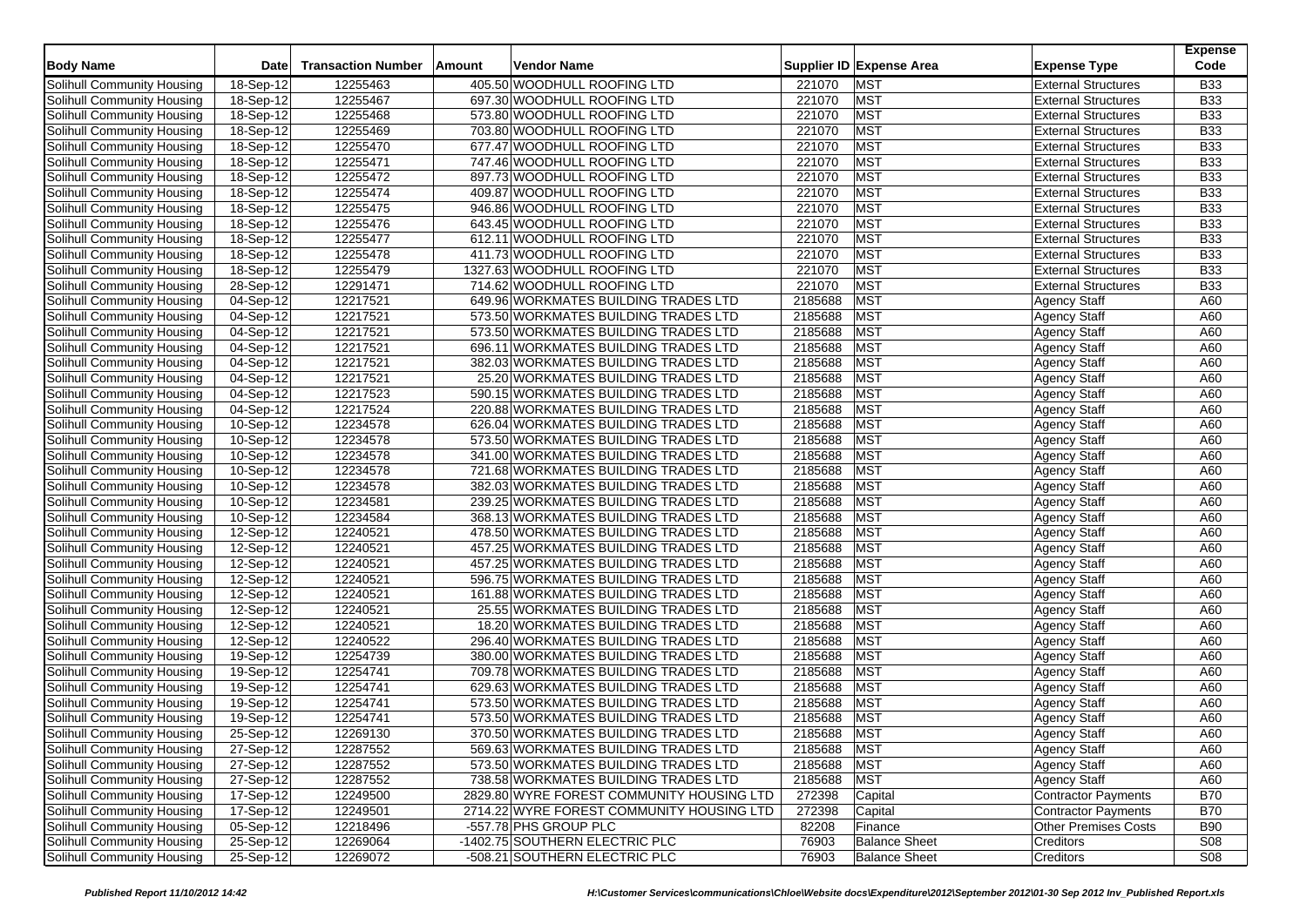| Body Name | Date | Transaction Number | Amount | Vendor Name | Supplier ID | Expense Area | Expense Type | Expense Code |
|---|---|---|---|---|---|---|---|---|
| Solihull Community Housing | 18-Sep-12 | 12255463 | 405.50 | WOODHULL ROOFING LTD | 221070 | MST | External Structures | B33 |
| Solihull Community Housing | 18-Sep-12 | 12255467 | 697.30 | WOODHULL ROOFING LTD | 221070 | MST | External Structures | B33 |
| Solihull Community Housing | 18-Sep-12 | 12255468 | 573.80 | WOODHULL ROOFING LTD | 221070 | MST | External Structures | B33 |
| Solihull Community Housing | 18-Sep-12 | 12255469 | 703.80 | WOODHULL ROOFING LTD | 221070 | MST | External Structures | B33 |
| Solihull Community Housing | 18-Sep-12 | 12255470 | 677.47 | WOODHULL ROOFING LTD | 221070 | MST | External Structures | B33 |
| Solihull Community Housing | 18-Sep-12 | 12255471 | 747.46 | WOODHULL ROOFING LTD | 221070 | MST | External Structures | B33 |
| Solihull Community Housing | 18-Sep-12 | 12255472 | 897.73 | WOODHULL ROOFING LTD | 221070 | MST | External Structures | B33 |
| Solihull Community Housing | 18-Sep-12 | 12255474 | 409.87 | WOODHULL ROOFING LTD | 221070 | MST | External Structures | B33 |
| Solihull Community Housing | 18-Sep-12 | 12255475 | 946.86 | WOODHULL ROOFING LTD | 221070 | MST | External Structures | B33 |
| Solihull Community Housing | 18-Sep-12 | 12255476 | 643.45 | WOODHULL ROOFING LTD | 221070 | MST | External Structures | B33 |
| Solihull Community Housing | 18-Sep-12 | 12255477 | 612.11 | WOODHULL ROOFING LTD | 221070 | MST | External Structures | B33 |
| Solihull Community Housing | 18-Sep-12 | 12255478 | 411.73 | WOODHULL ROOFING LTD | 221070 | MST | External Structures | B33 |
| Solihull Community Housing | 18-Sep-12 | 12255479 | 1327.63 | WOODHULL ROOFING LTD | 221070 | MST | External Structures | B33 |
| Solihull Community Housing | 28-Sep-12 | 12291471 | 714.62 | WOODHULL ROOFING LTD | 221070 | MST | External Structures | B33 |
| Solihull Community Housing | 04-Sep-12 | 12217521 | 649.96 | WORKMATES BUILDING TRADES LTD | 2185688 | MST | Agency Staff | A60 |
| Solihull Community Housing | 04-Sep-12 | 12217521 | 573.50 | WORKMATES BUILDING TRADES LTD | 2185688 | MST | Agency Staff | A60 |
| Solihull Community Housing | 04-Sep-12 | 12217521 | 573.50 | WORKMATES BUILDING TRADES LTD | 2185688 | MST | Agency Staff | A60 |
| Solihull Community Housing | 04-Sep-12 | 12217521 | 696.11 | WORKMATES BUILDING TRADES LTD | 2185688 | MST | Agency Staff | A60 |
| Solihull Community Housing | 04-Sep-12 | 12217521 | 382.03 | WORKMATES BUILDING TRADES LTD | 2185688 | MST | Agency Staff | A60 |
| Solihull Community Housing | 04-Sep-12 | 12217521 | 25.20 | WORKMATES BUILDING TRADES LTD | 2185688 | MST | Agency Staff | A60 |
| Solihull Community Housing | 04-Sep-12 | 12217523 | 590.15 | WORKMATES BUILDING TRADES LTD | 2185688 | MST | Agency Staff | A60 |
| Solihull Community Housing | 04-Sep-12 | 12217524 | 220.88 | WORKMATES BUILDING TRADES LTD | 2185688 | MST | Agency Staff | A60 |
| Solihull Community Housing | 10-Sep-12 | 12234578 | 626.04 | WORKMATES BUILDING TRADES LTD | 2185688 | MST | Agency Staff | A60 |
| Solihull Community Housing | 10-Sep-12 | 12234578 | 573.50 | WORKMATES BUILDING TRADES LTD | 2185688 | MST | Agency Staff | A60 |
| Solihull Community Housing | 10-Sep-12 | 12234578 | 341.00 | WORKMATES BUILDING TRADES LTD | 2185688 | MST | Agency Staff | A60 |
| Solihull Community Housing | 10-Sep-12 | 12234578 | 721.68 | WORKMATES BUILDING TRADES LTD | 2185688 | MST | Agency Staff | A60 |
| Solihull Community Housing | 10-Sep-12 | 12234578 | 382.03 | WORKMATES BUILDING TRADES LTD | 2185688 | MST | Agency Staff | A60 |
| Solihull Community Housing | 10-Sep-12 | 12234581 | 239.25 | WORKMATES BUILDING TRADES LTD | 2185688 | MST | Agency Staff | A60 |
| Solihull Community Housing | 10-Sep-12 | 12234584 | 368.13 | WORKMATES BUILDING TRADES LTD | 2185688 | MST | Agency Staff | A60 |
| Solihull Community Housing | 12-Sep-12 | 12240521 | 478.50 | WORKMATES BUILDING TRADES LTD | 2185688 | MST | Agency Staff | A60 |
| Solihull Community Housing | 12-Sep-12 | 12240521 | 457.25 | WORKMATES BUILDING TRADES LTD | 2185688 | MST | Agency Staff | A60 |
| Solihull Community Housing | 12-Sep-12 | 12240521 | 457.25 | WORKMATES BUILDING TRADES LTD | 2185688 | MST | Agency Staff | A60 |
| Solihull Community Housing | 12-Sep-12 | 12240521 | 596.75 | WORKMATES BUILDING TRADES LTD | 2185688 | MST | Agency Staff | A60 |
| Solihull Community Housing | 12-Sep-12 | 12240521 | 161.88 | WORKMATES BUILDING TRADES LTD | 2185688 | MST | Agency Staff | A60 |
| Solihull Community Housing | 12-Sep-12 | 12240521 | 25.55 | WORKMATES BUILDING TRADES LTD | 2185688 | MST | Agency Staff | A60 |
| Solihull Community Housing | 12-Sep-12 | 12240521 | 18.20 | WORKMATES BUILDING TRADES LTD | 2185688 | MST | Agency Staff | A60 |
| Solihull Community Housing | 12-Sep-12 | 12240522 | 296.40 | WORKMATES BUILDING TRADES LTD | 2185688 | MST | Agency Staff | A60 |
| Solihull Community Housing | 19-Sep-12 | 12254739 | 380.00 | WORKMATES BUILDING TRADES LTD | 2185688 | MST | Agency Staff | A60 |
| Solihull Community Housing | 19-Sep-12 | 12254741 | 709.78 | WORKMATES BUILDING TRADES LTD | 2185688 | MST | Agency Staff | A60 |
| Solihull Community Housing | 19-Sep-12 | 12254741 | 629.63 | WORKMATES BUILDING TRADES LTD | 2185688 | MST | Agency Staff | A60 |
| Solihull Community Housing | 19-Sep-12 | 12254741 | 573.50 | WORKMATES BUILDING TRADES LTD | 2185688 | MST | Agency Staff | A60 |
| Solihull Community Housing | 19-Sep-12 | 12254741 | 573.50 | WORKMATES BUILDING TRADES LTD | 2185688 | MST | Agency Staff | A60 |
| Solihull Community Housing | 25-Sep-12 | 12269130 | 370.50 | WORKMATES BUILDING TRADES LTD | 2185688 | MST | Agency Staff | A60 |
| Solihull Community Housing | 27-Sep-12 | 12287552 | 569.63 | WORKMATES BUILDING TRADES LTD | 2185688 | MST | Agency Staff | A60 |
| Solihull Community Housing | 27-Sep-12 | 12287552 | 573.50 | WORKMATES BUILDING TRADES LTD | 2185688 | MST | Agency Staff | A60 |
| Solihull Community Housing | 27-Sep-12 | 12287552 | 738.58 | WORKMATES BUILDING TRADES LTD | 2185688 | MST | Agency Staff | A60 |
| Solihull Community Housing | 17-Sep-12 | 12249500 | 2829.80 | WYRE FOREST COMMUNITY HOUSING LTD | 272398 | Capital | Contractor Payments | B70 |
| Solihull Community Housing | 17-Sep-12 | 12249501 | 2714.22 | WYRE FOREST COMMUNITY HOUSING LTD | 272398 | Capital | Contractor Payments | B70 |
| Solihull Community Housing | 05-Sep-12 | 12218496 | -557.78 | PHS GROUP PLC | 82208 | Finance | Other Premises Costs | B90 |
| Solihull Community Housing | 25-Sep-12 | 12269064 | -1402.75 | SOUTHERN ELECTRIC PLC | 76903 | Balance Sheet | Creditors | S08 |
| Solihull Community Housing | 25-Sep-12 | 12269072 | -508.21 | SOUTHERN ELECTRIC PLC | 76903 | Balance Sheet | Creditors | S08 |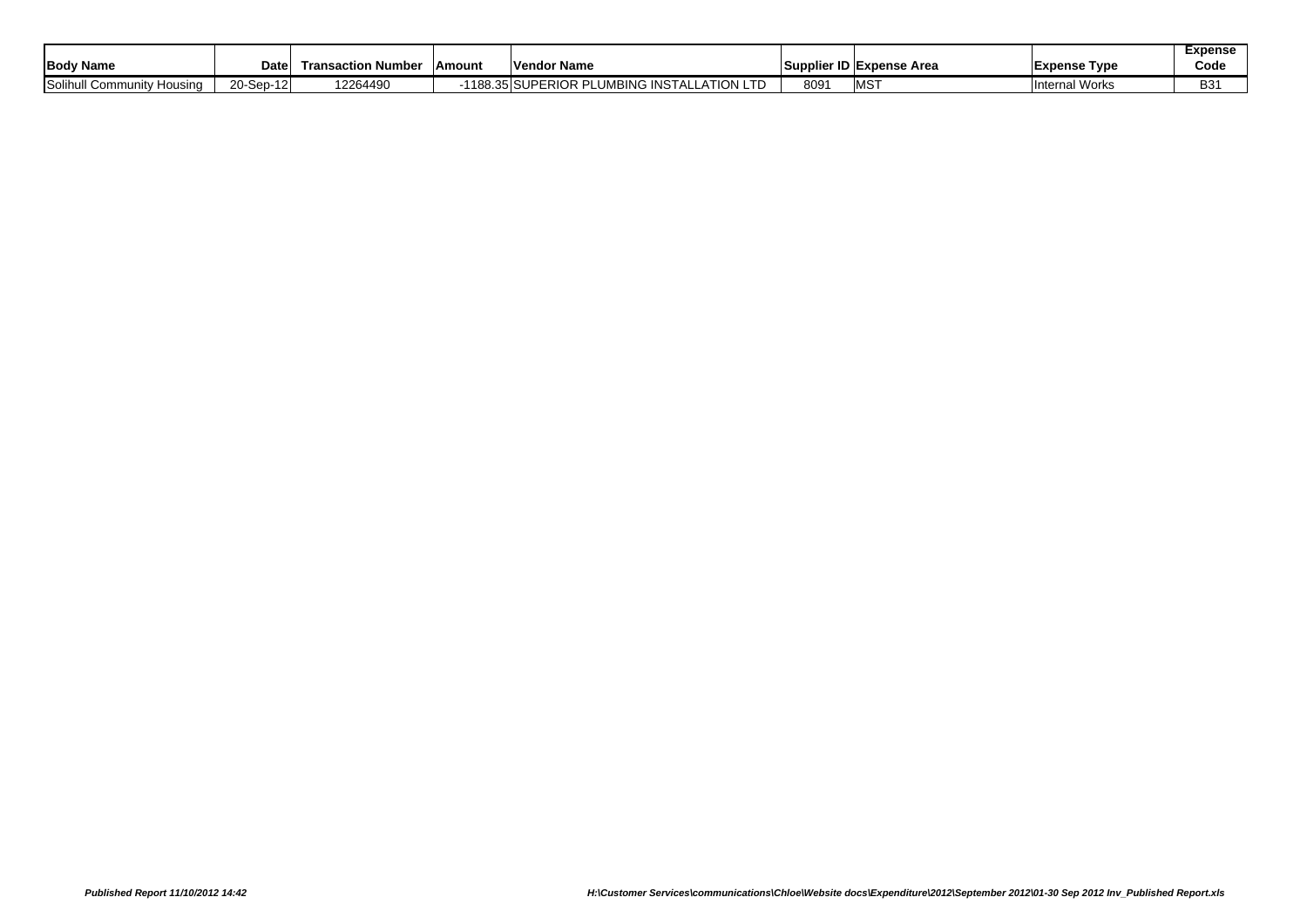| Body Name | Date | Transaction Number | Amount | Vendor Name | Supplier ID | Expense Area | Expense Type | Expense Code |
|---|---|---|---|---|---|---|---|---|
| Solihull Community Housing | 20-Sep-12 | 12264490 | -1188.35 | SUPERIOR PLUMBING INSTALLATION LTD | 8091 | MST | Internal Works | B31 |

*Published Report 11/10/2012 14:42*

*H:\Customer Services\communications\Chloe\Website docs\Expenditure\2012\September 2012\01-30 Sep 2012 Inv_Published Report.xls*